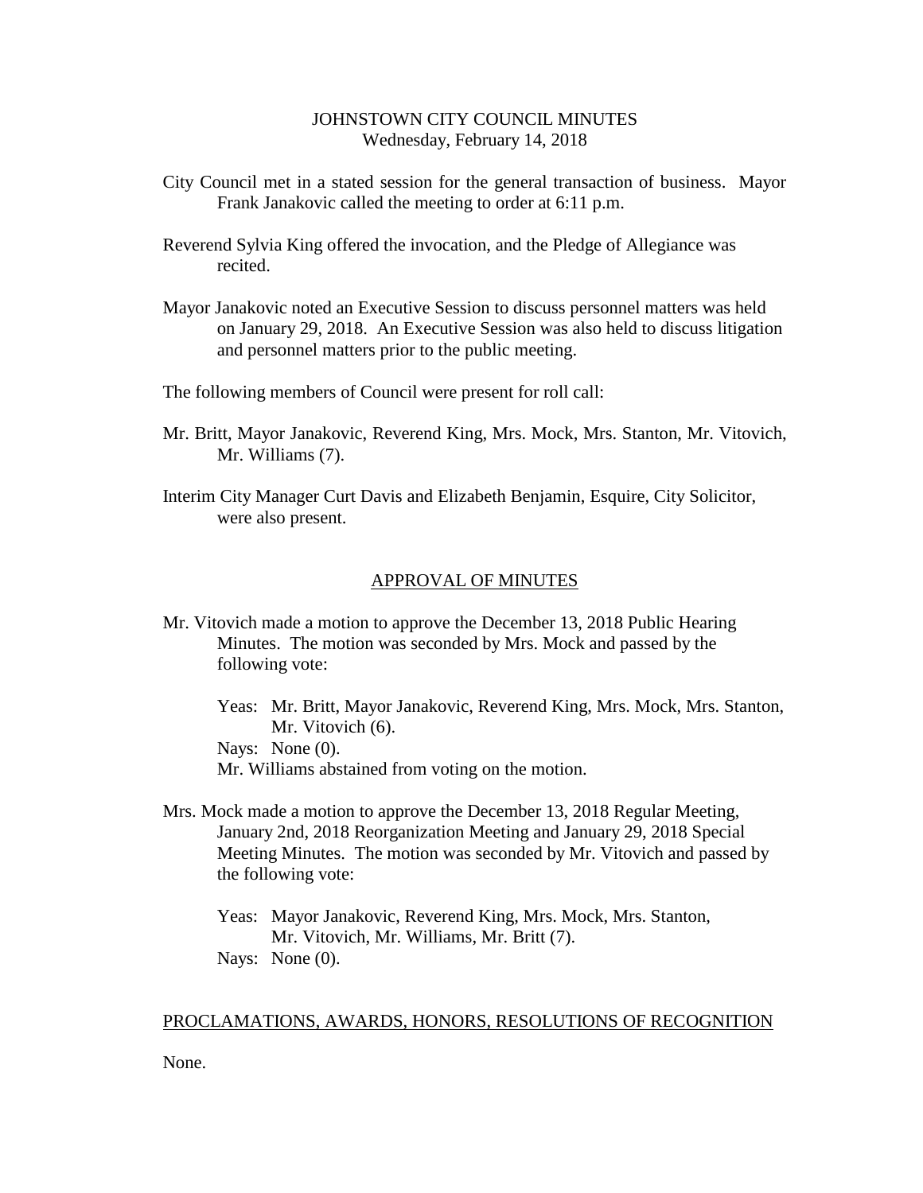# JOHNSTOWN CITY COUNCIL MINUTES
Wednesday, February 14, 2018

City Council met in a stated session for the general transaction of business. Mayor Frank Janakovic called the meeting to order at 6:11 p.m.

Reverend Sylvia King offered the invocation, and the Pledge of Allegiance was recited.

Mayor Janakovic noted an Executive Session to discuss personnel matters was held on January 29, 2018. An Executive Session was also held to discuss litigation and personnel matters prior to the public meeting.

The following members of Council were present for roll call:

Mr. Britt, Mayor Janakovic, Reverend King, Mrs. Mock, Mrs. Stanton, Mr. Vitovich, Mr. Williams (7).

Interim City Manager Curt Davis and Elizabeth Benjamin, Esquire, City Solicitor, were also present.

## APPROVAL OF MINUTES

Mr. Vitovich made a motion to approve the December 13, 2018 Public Hearing Minutes. The motion was seconded by Mrs. Mock and passed by the following vote:

Yeas: Mr. Britt, Mayor Janakovic, Reverend King, Mrs. Mock, Mrs. Stanton, Mr. Vitovich (6).
Nays: None (0).
Mr. Williams abstained from voting on the motion.

Mrs. Mock made a motion to approve the December 13, 2018 Regular Meeting, January 2nd, 2018 Reorganization Meeting and January 29, 2018 Special Meeting Minutes. The motion was seconded by Mr. Vitovich and passed by the following vote:

Yeas: Mayor Janakovic, Reverend King, Mrs. Mock, Mrs. Stanton, Mr. Vitovich, Mr. Williams, Mr. Britt (7).
Nays: None (0).

## PROCLAMATIONS, AWARDS, HONORS, RESOLUTIONS OF RECOGNITION

None.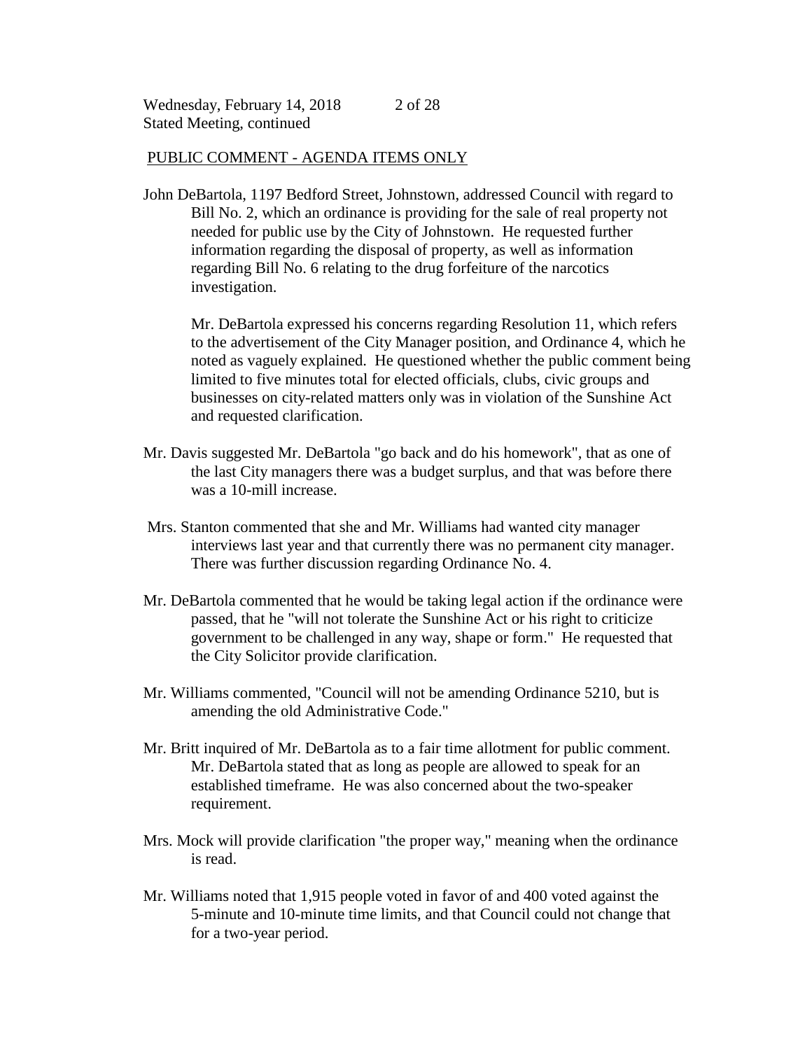PUBLIC COMMENT - AGENDA ITEMS ONLY

John DeBartola, 1197 Bedford Street, Johnstown, addressed Council with regard to Bill No. 2, which an ordinance is providing for the sale of real property not needed for public use by the City of Johnstown. He requested further information regarding the disposal of property, as well as information regarding Bill No. 6 relating to the drug forfeiture of the narcotics investigation.

Mr. DeBartola expressed his concerns regarding Resolution 11, which refers to the advertisement of the City Manager position, and Ordinance 4, which he noted as vaguely explained. He questioned whether the public comment being limited to five minutes total for elected officials, clubs, civic groups and businesses on city-related matters only was in violation of the Sunshine Act and requested clarification.

Mr. Davis suggested Mr. DeBartola "go back and do his homework", that as one of the last City managers there was a budget surplus, and that was before there was a 10-mill increase.

Mrs. Stanton commented that she and Mr. Williams had wanted city manager interviews last year and that currently there was no permanent city manager. There was further discussion regarding Ordinance No. 4.

Mr. DeBartola commented that he would be taking legal action if the ordinance were passed, that he "will not tolerate the Sunshine Act or his right to criticize government to be challenged in any way, shape or form." He requested that the City Solicitor provide clarification.

Mr. Williams commented, "Council will not be amending Ordinance 5210, but is amending the old Administrative Code."

Mr. Britt inquired of Mr. DeBartola as to a fair time allotment for public comment. Mr. DeBartola stated that as long as people are allowed to speak for an established timeframe. He was also concerned about the two-speaker requirement.

Mrs. Mock will provide clarification "the proper way," meaning when the ordinance is read.

Mr. Williams noted that 1,915 people voted in favor of and 400 voted against the 5-minute and 10-minute time limits, and that Council could not change that for a two-year period.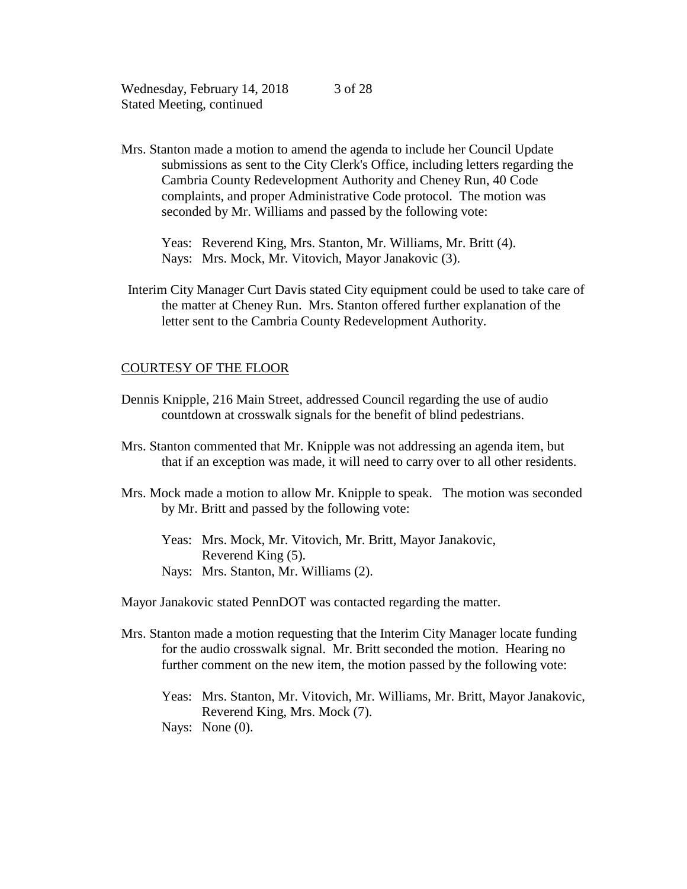Mrs. Stanton made a motion to amend the agenda to include her Council Update submissions as sent to the City Clerk's Office, including letters regarding the Cambria County Redevelopment Authority and Cheney Run, 40 Code complaints, and proper Administrative Code protocol. The motion was seconded by Mr. Williams and passed by the following vote:

Yeas: Reverend King, Mrs. Stanton, Mr. Williams, Mr. Britt (4).
Nays: Mrs. Mock, Mr. Vitovich, Mayor Janakovic (3).

Interim City Manager Curt Davis stated City equipment could be used to take care of the matter at Cheney Run. Mrs. Stanton offered further explanation of the letter sent to the Cambria County Redevelopment Authority.

COURTESY OF THE FLOOR

Dennis Knipple, 216 Main Street, addressed Council regarding the use of audio countdown at crosswalk signals for the benefit of blind pedestrians.

Mrs. Stanton commented that Mr. Knipple was not addressing an agenda item, but that if an exception was made, it will need to carry over to all other residents.

Mrs. Mock made a motion to allow Mr. Knipple to speak. The motion was seconded by Mr. Britt and passed by the following vote:

Yeas: Mrs. Mock, Mr. Vitovich, Mr. Britt, Mayor Janakovic, Reverend King (5).
Nays: Mrs. Stanton, Mr. Williams (2).

Mayor Janakovic stated PennDOT was contacted regarding the matter.

Mrs. Stanton made a motion requesting that the Interim City Manager locate funding for the audio crosswalk signal. Mr. Britt seconded the motion. Hearing no further comment on the new item, the motion passed by the following vote:

Yeas: Mrs. Stanton, Mr. Vitovich, Mr. Williams, Mr. Britt, Mayor Janakovic, Reverend King, Mrs. Mock (7).
Nays: None (0).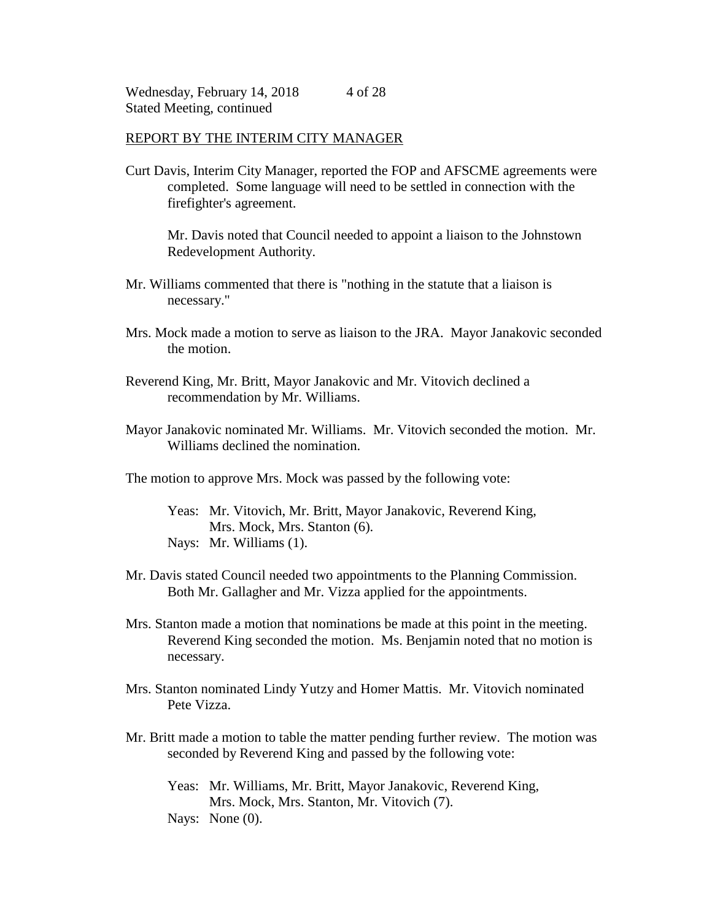REPORT BY THE INTERIM CITY MANAGER

Curt Davis, Interim City Manager, reported the FOP and AFSCME agreements were completed. Some language will need to be settled in connection with the firefighter's agreement.

Mr. Davis noted that Council needed to appoint a liaison to the Johnstown Redevelopment Authority.

Mr. Williams commented that there is "nothing in the statute that a liaison is necessary."

Mrs. Mock made a motion to serve as liaison to the JRA. Mayor Janakovic seconded the motion.

Reverend King, Mr. Britt, Mayor Janakovic and Mr. Vitovich declined a recommendation by Mr. Williams.

Mayor Janakovic nominated Mr. Williams. Mr. Vitovich seconded the motion. Mr. Williams declined the nomination.

The motion to approve Mrs. Mock was passed by the following vote:

Yeas: Mr. Vitovich, Mr. Britt, Mayor Janakovic, Reverend King, Mrs. Mock, Mrs. Stanton (6).
Nays: Mr. Williams (1).

Mr. Davis stated Council needed two appointments to the Planning Commission. Both Mr. Gallagher and Mr. Vizza applied for the appointments.

Mrs. Stanton made a motion that nominations be made at this point in the meeting. Reverend King seconded the motion. Ms. Benjamin noted that no motion is necessary.

Mrs. Stanton nominated Lindy Yutzy and Homer Mattis. Mr. Vitovich nominated Pete Vizza.

Mr. Britt made a motion to table the matter pending further review. The motion was seconded by Reverend King and passed by the following vote:

Yeas: Mr. Williams, Mr. Britt, Mayor Janakovic, Reverend King, Mrs. Mock, Mrs. Stanton, Mr. Vitovich (7).
Nays: None (0).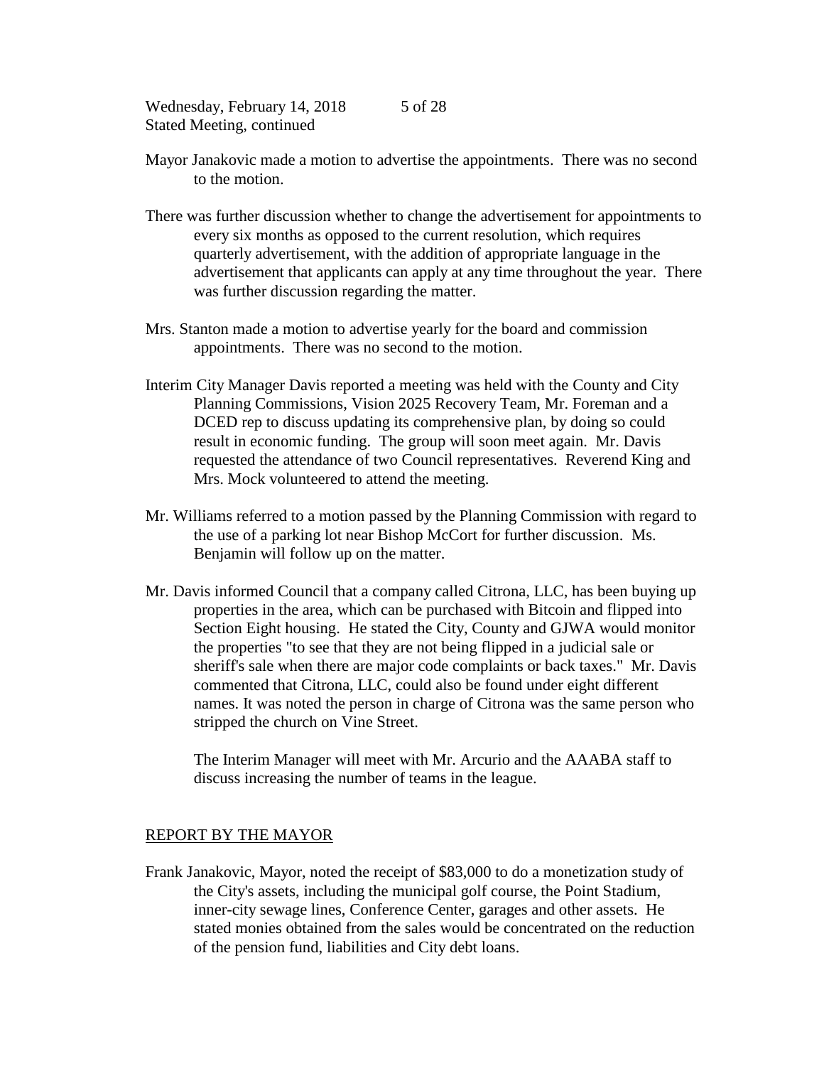Mayor Janakovic made a motion to advertise the appointments. There was no second to the motion.

There was further discussion whether to change the advertisement for appointments to every six months as opposed to the current resolution, which requires quarterly advertisement, with the addition of appropriate language in the advertisement that applicants can apply at any time throughout the year. There was further discussion regarding the matter.

Mrs. Stanton made a motion to advertise yearly for the board and commission appointments. There was no second to the motion.

Interim City Manager Davis reported a meeting was held with the County and City Planning Commissions, Vision 2025 Recovery Team, Mr. Foreman and a DCED rep to discuss updating its comprehensive plan, by doing so could result in economic funding. The group will soon meet again. Mr. Davis requested the attendance of two Council representatives. Reverend King and Mrs. Mock volunteered to attend the meeting.

Mr. Williams referred to a motion passed by the Planning Commission with regard to the use of a parking lot near Bishop McCort for further discussion. Ms. Benjamin will follow up on the matter.

Mr. Davis informed Council that a company called Citrona, LLC, has been buying up properties in the area, which can be purchased with Bitcoin and flipped into Section Eight housing. He stated the City, County and GJWA would monitor the properties "to see that they are not being flipped in a judicial sale or sheriff's sale when there are major code complaints or back taxes." Mr. Davis commented that Citrona, LLC, could also be found under eight different names. It was noted the person in charge of Citrona was the same person who stripped the church on Vine Street.

The Interim Manager will meet with Mr. Arcurio and the AAABA staff to discuss increasing the number of teams in the league.

## REPORT BY THE MAYOR

Frank Janakovic, Mayor, noted the receipt of $83,000 to do a monetization study of the City's assets, including the municipal golf course, the Point Stadium, inner-city sewage lines, Conference Center, garages and other assets. He stated monies obtained from the sales would be concentrated on the reduction of the pension fund, liabilities and City debt loans.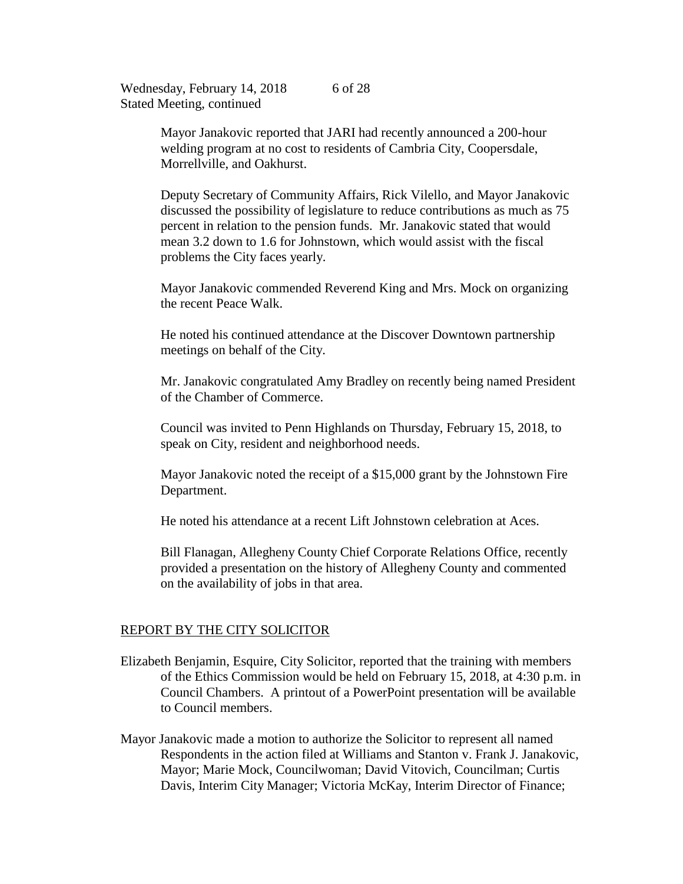Mayor Janakovic reported that JARI had recently announced a 200-hour welding program at no cost to residents of Cambria City, Coopersdale, Morrellville, and Oakhurst.

Deputy Secretary of Community Affairs, Rick Vilello, and Mayor Janakovic discussed the possibility of legislature to reduce contributions as much as 75 percent in relation to the pension funds. Mr. Janakovic stated that would mean 3.2 down to 1.6 for Johnstown, which would assist with the fiscal problems the City faces yearly.

Mayor Janakovic commended Reverend King and Mrs. Mock on organizing the recent Peace Walk.

He noted his continued attendance at the Discover Downtown partnership meetings on behalf of the City.

Mr. Janakovic congratulated Amy Bradley on recently being named President of the Chamber of Commerce.

Council was invited to Penn Highlands on Thursday, February 15, 2018, to speak on City, resident and neighborhood needs.

Mayor Janakovic noted the receipt of a $15,000 grant by the Johnstown Fire Department.

He noted his attendance at a recent Lift Johnstown celebration at Aces.

Bill Flanagan, Allegheny County Chief Corporate Relations Office, recently provided a presentation on the history of Allegheny County and commented on the availability of jobs in that area.

## REPORT BY THE CITY SOLICITOR

Elizabeth Benjamin, Esquire, City Solicitor, reported that the training with members of the Ethics Commission would be held on February 15, 2018, at 4:30 p.m. in Council Chambers. A printout of a PowerPoint presentation will be available to Council members.

Mayor Janakovic made a motion to authorize the Solicitor to represent all named Respondents in the action filed at Williams and Stanton v. Frank J. Janakovic, Mayor; Marie Mock, Councilwoman; David Vitovich, Councilman; Curtis Davis, Interim City Manager; Victoria McKay, Interim Director of Finance;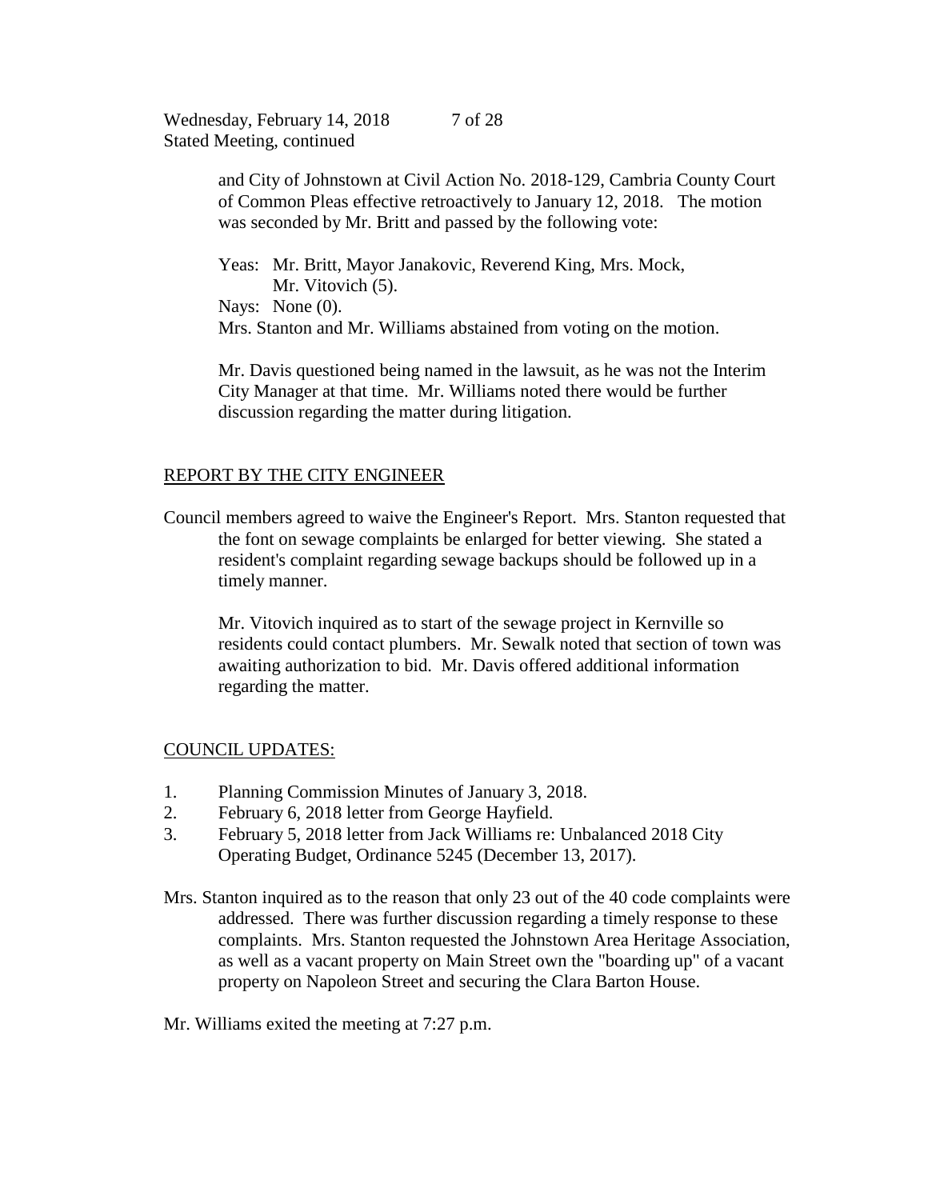and City of Johnstown at Civil Action No. 2018-129, Cambria County Court of Common Pleas effective retroactively to January 12, 2018. The motion was seconded by Mr. Britt and passed by the following vote:

Yeas: Mr. Britt, Mayor Janakovic, Reverend King, Mrs. Mock, Mr. Vitovich (5).
Nays: None (0).
Mrs. Stanton and Mr. Williams abstained from voting on the motion.

Mr. Davis questioned being named in the lawsuit, as he was not the Interim City Manager at that time. Mr. Williams noted there would be further discussion regarding the matter during litigation.

## REPORT BY THE CITY ENGINEER

Council members agreed to waive the Engineer's Report. Mrs. Stanton requested that the font on sewage complaints be enlarged for better viewing. She stated a resident's complaint regarding sewage backups should be followed up in a timely manner.

Mr. Vitovich inquired as to start of the sewage project in Kernville so residents could contact plumbers. Mr. Sewalk noted that section of town was awaiting authorization to bid. Mr. Davis offered additional information regarding the matter.

## COUNCIL UPDATES:

1. Planning Commission Minutes of January 3, 2018.
2. February 6, 2018 letter from George Hayfield.
3. February 5, 2018 letter from Jack Williams re: Unbalanced 2018 City Operating Budget, Ordinance 5245 (December 13, 2017).

Mrs. Stanton inquired as to the reason that only 23 out of the 40 code complaints were addressed. There was further discussion regarding a timely response to these complaints. Mrs. Stanton requested the Johnstown Area Heritage Association, as well as a vacant property on Main Street own the "boarding up" of a vacant property on Napoleon Street and securing the Clara Barton House.

Mr. Williams exited the meeting at 7:27 p.m.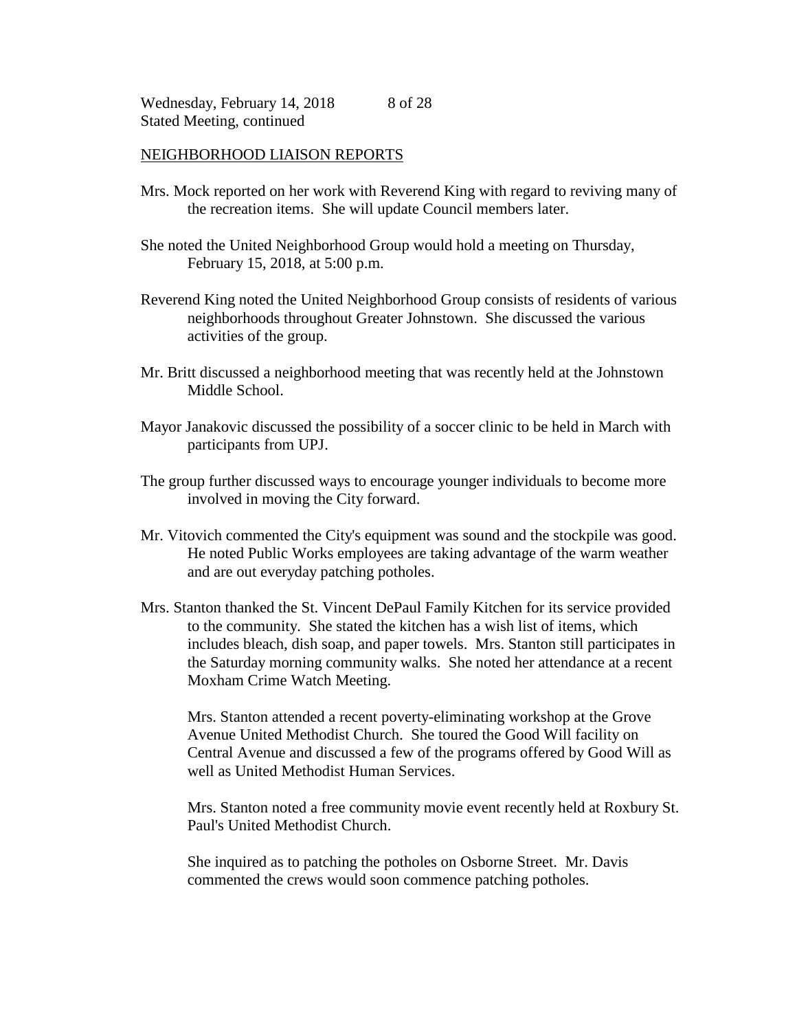Stated Meeting, continued

## NEIGHBORHOOD LIAISON REPORTS

Mrs. Mock reported on her work with Reverend King with regard to reviving many of the recreation items. She will update Council members later.

She noted the United Neighborhood Group would hold a meeting on Thursday, February 15, 2018, at 5:00 p.m.

Reverend King noted the United Neighborhood Group consists of residents of various neighborhoods throughout Greater Johnstown. She discussed the various activities of the group.

Mr. Britt discussed a neighborhood meeting that was recently held at the Johnstown Middle School.

Mayor Janakovic discussed the possibility of a soccer clinic to be held in March with participants from UPJ.

The group further discussed ways to encourage younger individuals to become more involved in moving the City forward.

Mr. Vitovich commented the City's equipment was sound and the stockpile was good. He noted Public Works employees are taking advantage of the warm weather and are out everyday patching potholes.

Mrs. Stanton thanked the St. Vincent DePaul Family Kitchen for its service provided to the community. She stated the kitchen has a wish list of items, which includes bleach, dish soap, and paper towels. Mrs. Stanton still participates in the Saturday morning community walks. She noted her attendance at a recent Moxham Crime Watch Meeting.

Mrs. Stanton attended a recent poverty-eliminating workshop at the Grove Avenue United Methodist Church. She toured the Good Will facility on Central Avenue and discussed a few of the programs offered by Good Will as well as United Methodist Human Services.

Mrs. Stanton noted a free community movie event recently held at Roxbury St. Paul's United Methodist Church.

She inquired as to patching the potholes on Osborne Street. Mr. Davis commented the crews would soon commence patching potholes.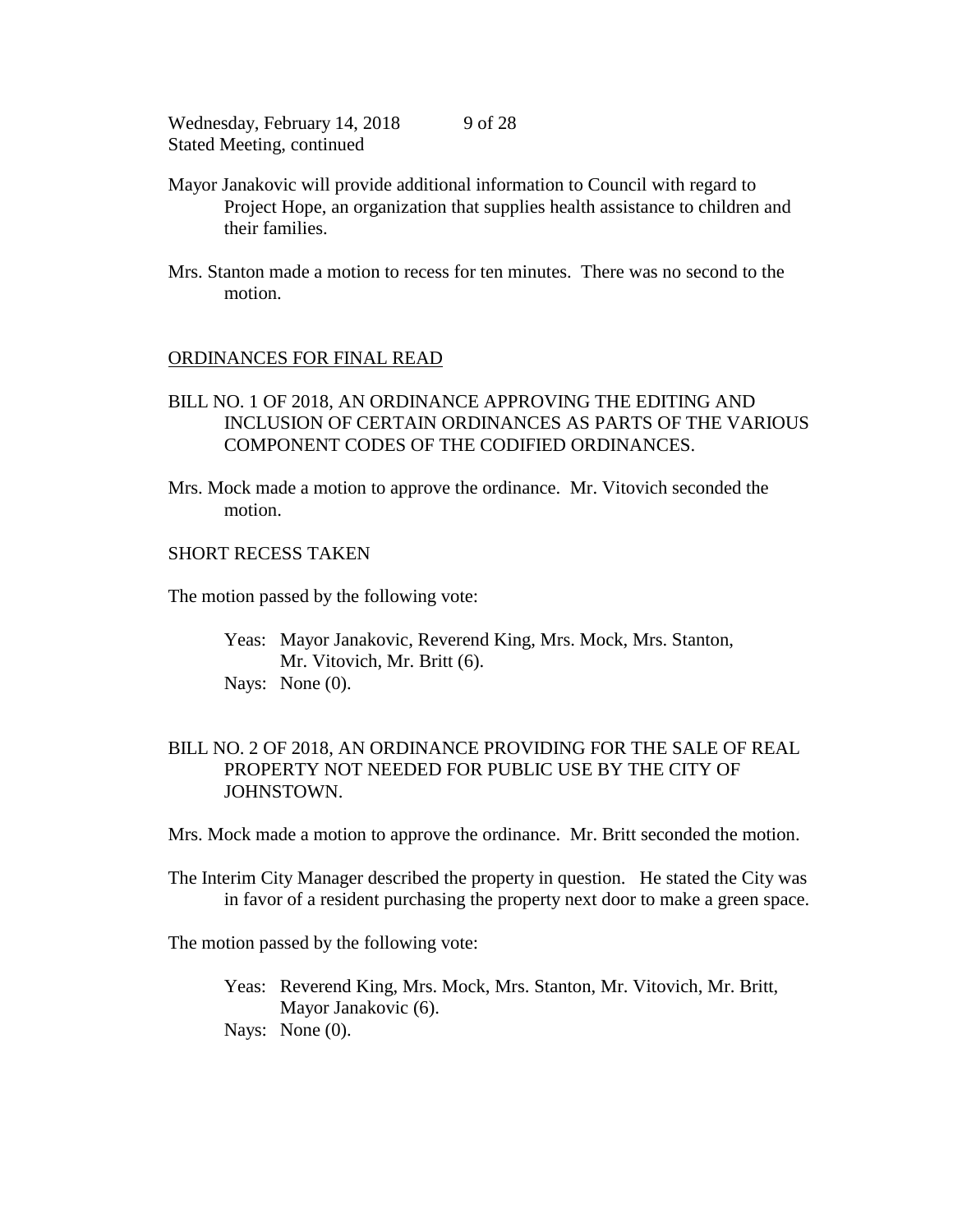Mayor Janakovic will provide additional information to Council with regard to Project Hope, an organization that supplies health assistance to children and their families.

Mrs. Stanton made a motion to recess for ten minutes. There was no second to the motion.

## ORDINANCES FOR FINAL READ

BILL NO. 1 OF 2018, AN ORDINANCE APPROVING THE EDITING AND INCLUSION OF CERTAIN ORDINANCES AS PARTS OF THE VARIOUS COMPONENT CODES OF THE CODIFIED ORDINANCES.

Mrs. Mock made a motion to approve the ordinance. Mr. Vitovich seconded the motion.

SHORT RECESS TAKEN

The motion passed by the following vote:

Yeas: Mayor Janakovic, Reverend King, Mrs. Mock, Mrs. Stanton, Mr. Vitovich, Mr. Britt (6).
Nays: None (0).

BILL NO. 2 OF 2018, AN ORDINANCE PROVIDING FOR THE SALE OF REAL PROPERTY NOT NEEDED FOR PUBLIC USE BY THE CITY OF JOHNSTOWN.

Mrs. Mock made a motion to approve the ordinance. Mr. Britt seconded the motion.

The Interim City Manager described the property in question. He stated the City was in favor of a resident purchasing the property next door to make a green space.

The motion passed by the following vote:

Yeas: Reverend King, Mrs. Mock, Mrs. Stanton, Mr. Vitovich, Mr. Britt, Mayor Janakovic (6).
Nays: None (0).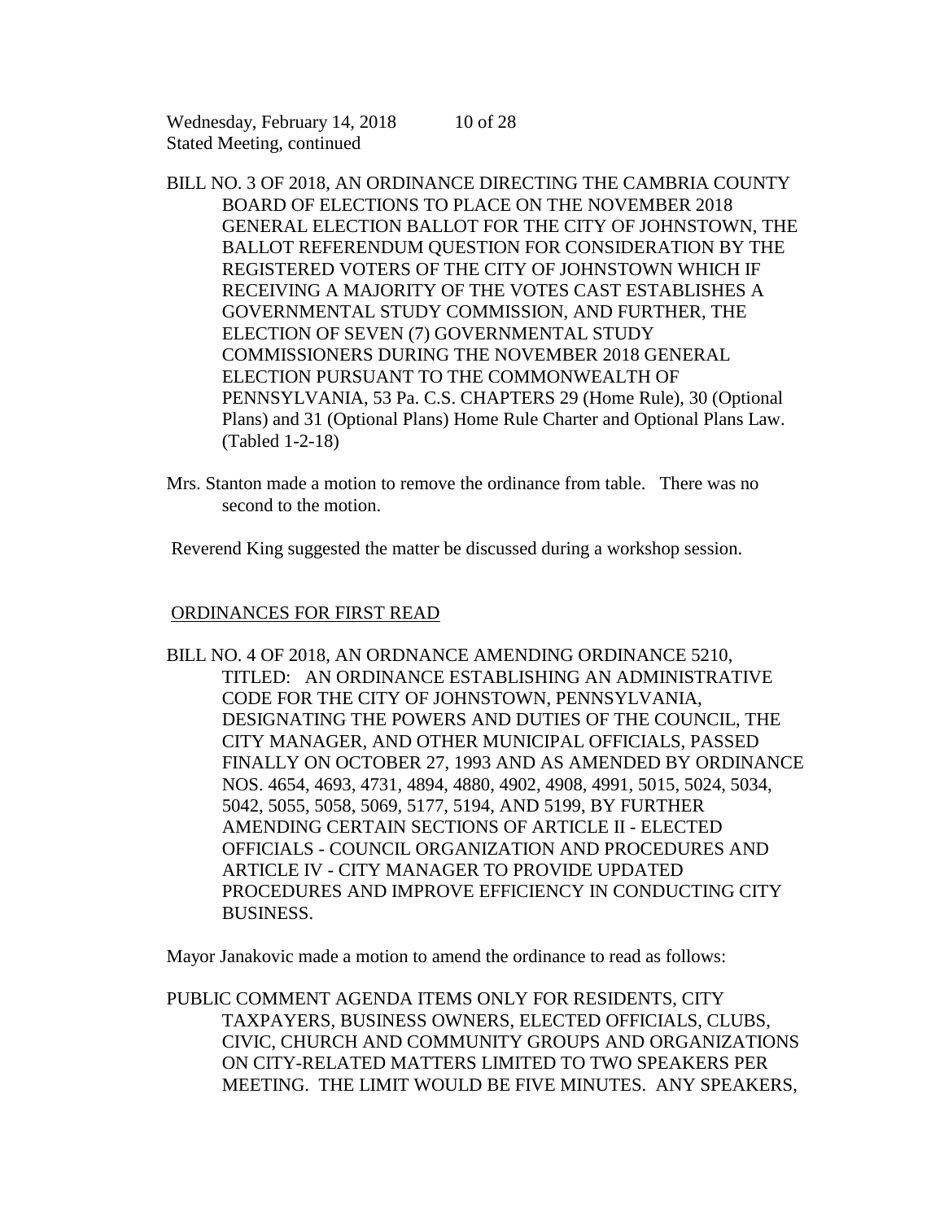BILL NO. 3 OF 2018, AN ORDINANCE DIRECTING THE CAMBRIA COUNTY BOARD OF ELECTIONS TO PLACE ON THE NOVEMBER 2018 GENERAL ELECTION BALLOT FOR THE CITY OF JOHNSTOWN, THE BALLOT REFERENDUM QUESTION FOR CONSIDERATION BY THE REGISTERED VOTERS OF THE CITY OF JOHNSTOWN WHICH IF RECEIVING A MAJORITY OF THE VOTES CAST ESTABLISHES A GOVERNMENTAL STUDY COMMISSION, AND FURTHER, THE ELECTION OF SEVEN (7) GOVERNMENTAL STUDY COMMISSIONERS DURING THE NOVEMBER 2018 GENERAL ELECTION PURSUANT TO THE COMMONWEALTH OF PENNSYLVANIA, 53 Pa. C.S. CHAPTERS 29 (Home Rule), 30 (Optional Plans) and 31 (Optional Plans) Home Rule Charter and Optional Plans Law. (Tabled 1-2-18)

Mrs. Stanton made a motion to remove the ordinance from table. There was no second to the motion.

Reverend King suggested the matter be discussed during a workshop session.

<u>ORDINANCES FOR FIRST READ</u>

BILL NO. 4 OF 2018, AN ORDNANCE AMENDING ORDINANCE 5210, TITLED: AN ORDINANCE ESTABLISHING AN ADMINISTRATIVE CODE FOR THE CITY OF JOHNSTOWN, PENNSYLVANIA, DESIGNATING THE POWERS AND DUTIES OF THE COUNCIL, THE CITY MANAGER, AND OTHER MUNICIPAL OFFICIALS, PASSED FINALLY ON OCTOBER 27, 1993 AND AS AMENDED BY ORDINANCE NOS. 4654, 4693, 4731, 4894, 4880, 4902, 4908, 4991, 5015, 5024, 5034, 5042, 5055, 5058, 5069, 5177, 5194, AND 5199, BY FURTHER AMENDING CERTAIN SECTIONS OF ARTICLE II - ELECTED OFFICIALS - COUNCIL ORGANIZATION AND PROCEDURES AND ARTICLE IV - CITY MANAGER TO PROVIDE UPDATED PROCEDURES AND IMPROVE EFFICIENCY IN CONDUCTING CITY BUSINESS.

Mayor Janakovic made a motion to amend the ordinance to read as follows:

PUBLIC COMMENT AGENDA ITEMS ONLY FOR RESIDENTS, CITY TAXPAYERS, BUSINESS OWNERS, ELECTED OFFICIALS, CLUBS, CIVIC, CHURCH AND COMMUNITY GROUPS AND ORGANIZATIONS ON CITY-RELATED MATTERS LIMITED TO TWO SPEAKERS PER MEETING. THE LIMIT WOULD BE FIVE MINUTES. ANY SPEAKERS,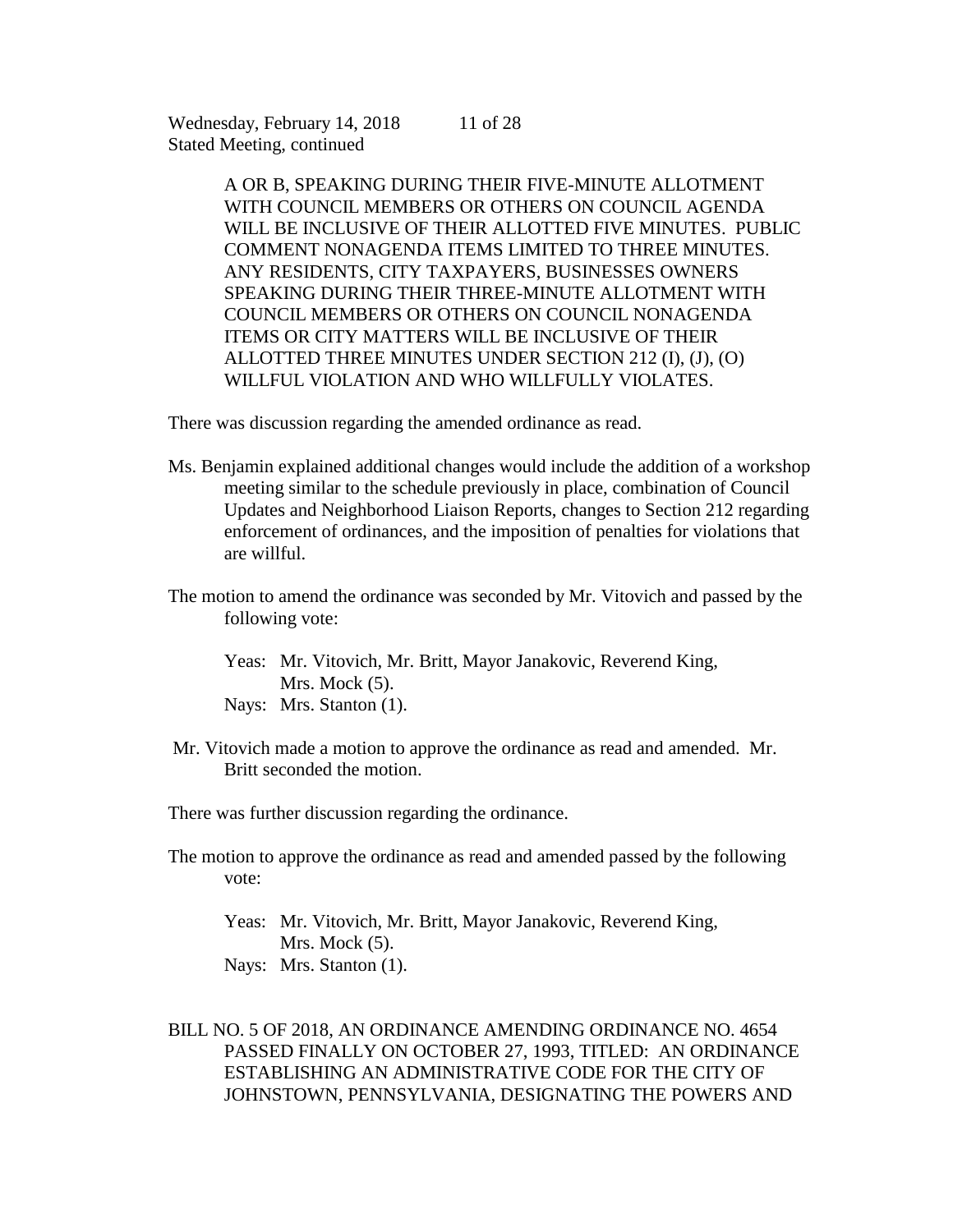A OR B, SPEAKING DURING THEIR FIVE-MINUTE ALLOTMENT WITH COUNCIL MEMBERS OR OTHERS ON COUNCIL AGENDA WILL BE INCLUSIVE OF THEIR ALLOTTED FIVE MINUTES. PUBLIC COMMENT NONAGENDA ITEMS LIMITED TO THREE MINUTES. ANY RESIDENTS, CITY TAXPAYERS, BUSINESSES OWNERS SPEAKING DURING THEIR THREE-MINUTE ALLOTMENT WITH COUNCIL MEMBERS OR OTHERS ON COUNCIL NONAGENDA ITEMS OR CITY MATTERS WILL BE INCLUSIVE OF THEIR ALLOTTED THREE MINUTES UNDER SECTION 212 (I), (J), (O) WILLFUL VIOLATION AND WHO WILLFULLY VIOLATES.

There was discussion regarding the amended ordinance as read.

Ms. Benjamin explained additional changes would include the addition of a workshop meeting similar to the schedule previously in place, combination of Council Updates and Neighborhood Liaison Reports, changes to Section 212 regarding enforcement of ordinances, and the imposition of penalties for violations that are willful.

The motion to amend the ordinance was seconded by Mr. Vitovich and passed by the following vote:

Yeas: Mr. Vitovich, Mr. Britt, Mayor Janakovic, Reverend King, Mrs. Mock (5).
Nays: Mrs. Stanton (1).

Mr. Vitovich made a motion to approve the ordinance as read and amended. Mr. Britt seconded the motion.

There was further discussion regarding the ordinance.

The motion to approve the ordinance as read and amended passed by the following vote:

Yeas: Mr. Vitovich, Mr. Britt, Mayor Janakovic, Reverend King, Mrs. Mock (5).
Nays: Mrs. Stanton (1).

BILL NO. 5 OF 2018, AN ORDINANCE AMENDING ORDINANCE NO. 4654 PASSED FINALLY ON OCTOBER 27, 1993, TITLED: AN ORDINANCE ESTABLISHING AN ADMINISTRATIVE CODE FOR THE CITY OF JOHNSTOWN, PENNSYLVANIA, DESIGNATING THE POWERS AND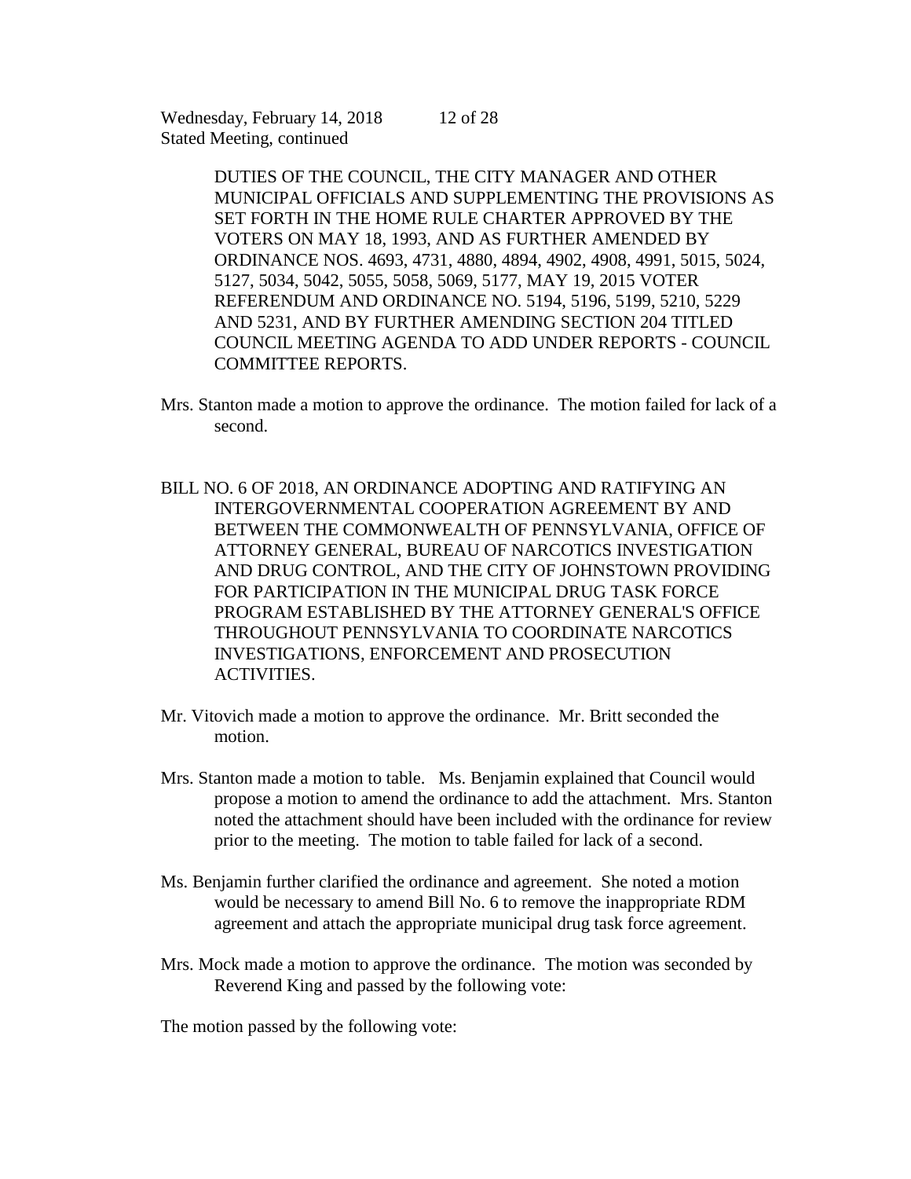DUTIES OF THE COUNCIL, THE CITY MANAGER AND OTHER MUNICIPAL OFFICIALS AND SUPPLEMENTING THE PROVISIONS AS SET FORTH IN THE HOME RULE CHARTER APPROVED BY THE VOTERS ON MAY 18, 1993, AND AS FURTHER AMENDED BY ORDINANCE NOS. 4693, 4731, 4880, 4894, 4902, 4908, 4991, 5015, 5024, 5127, 5034, 5042, 5055, 5058, 5069, 5177, MAY 19, 2015 VOTER REFERENDUM AND ORDINANCE NO. 5194, 5196, 5199, 5210, 5229 AND 5231, AND BY FURTHER AMENDING SECTION 204 TITLED COUNCIL MEETING AGENDA TO ADD UNDER REPORTS - COUNCIL COMMITTEE REPORTS.

Mrs. Stanton made a motion to approve the ordinance. The motion failed for lack of a second.

BILL NO. 6 OF 2018, AN ORDINANCE ADOPTING AND RATIFYING AN INTERGOVERNMENTAL COOPERATION AGREEMENT BY AND BETWEEN THE COMMONWEALTH OF PENNSYLVANIA, OFFICE OF ATTORNEY GENERAL, BUREAU OF NARCOTICS INVESTIGATION AND DRUG CONTROL, AND THE CITY OF JOHNSTOWN PROVIDING FOR PARTICIPATION IN THE MUNICIPAL DRUG TASK FORCE PROGRAM ESTABLISHED BY THE ATTORNEY GENERAL'S OFFICE THROUGHOUT PENNSYLVANIA TO COORDINATE NARCOTICS INVESTIGATIONS, ENFORCEMENT AND PROSECUTION ACTIVITIES.

Mr. Vitovich made a motion to approve the ordinance. Mr. Britt seconded the motion.

Mrs. Stanton made a motion to table. Ms. Benjamin explained that Council would propose a motion to amend the ordinance to add the attachment. Mrs. Stanton noted the attachment should have been included with the ordinance for review prior to the meeting. The motion to table failed for lack of a second.

Ms. Benjamin further clarified the ordinance and agreement. She noted a motion would be necessary to amend Bill No. 6 to remove the inappropriate RDM agreement and attach the appropriate municipal drug task force agreement.

Mrs. Mock made a motion to approve the ordinance. The motion was seconded by Reverend King and passed by the following vote:

The motion passed by the following vote: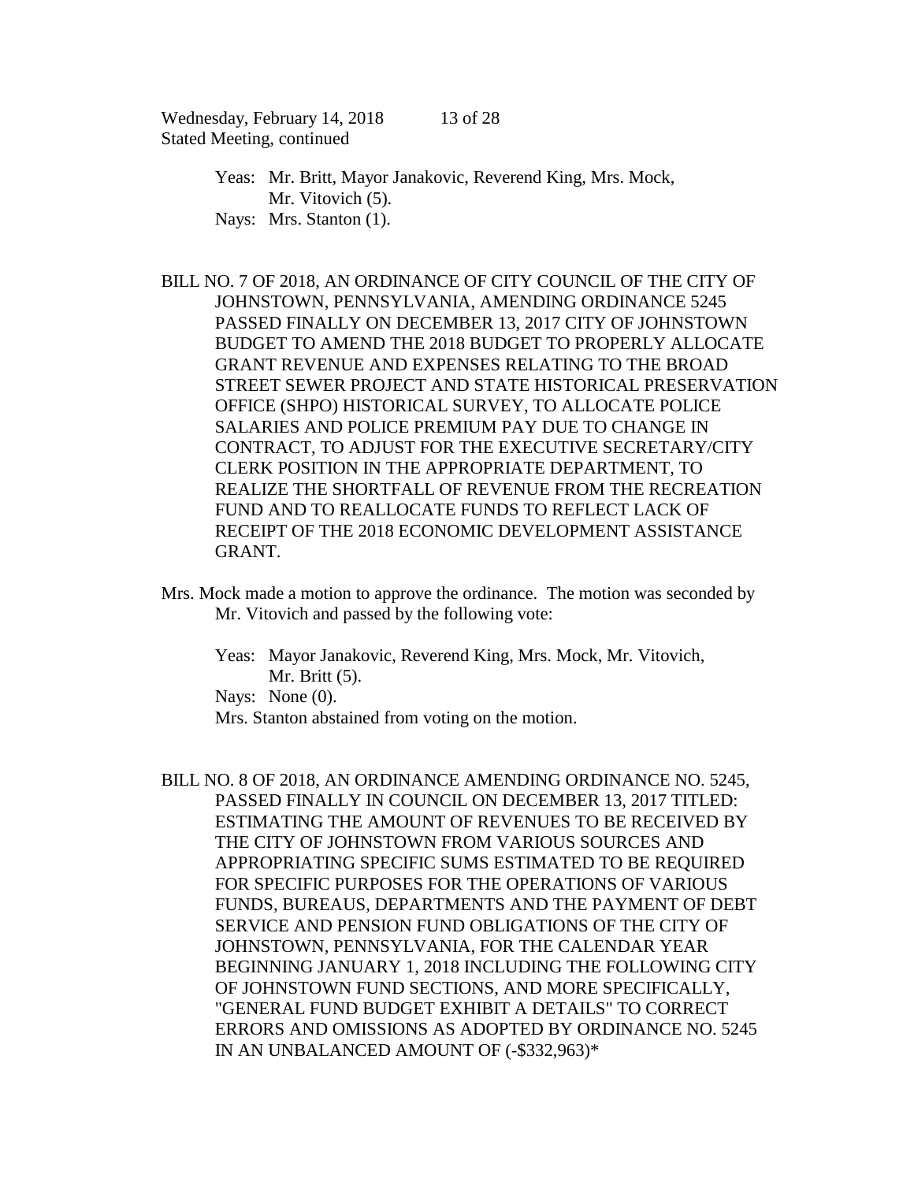Yeas: Mr. Britt, Mayor Janakovic, Reverend King, Mrs. Mock, Mr. Vitovich (5).
Nays: Mrs. Stanton (1).

BILL NO. 7 OF 2018, AN ORDINANCE OF CITY COUNCIL OF THE CITY OF JOHNSTOWN, PENNSYLVANIA, AMENDING ORDINANCE 5245 PASSED FINALLY ON DECEMBER 13, 2017 CITY OF JOHNSTOWN BUDGET TO AMEND THE 2018 BUDGET TO PROPERLY ALLOCATE GRANT REVENUE AND EXPENSES RELATING TO THE BROAD STREET SEWER PROJECT AND STATE HISTORICAL PRESERVATION OFFICE (SHPO) HISTORICAL SURVEY, TO ALLOCATE POLICE SALARIES AND POLICE PREMIUM PAY DUE TO CHANGE IN CONTRACT, TO ADJUST FOR THE EXECUTIVE SECRETARY/CITY CLERK POSITION IN THE APPROPRIATE DEPARTMENT, TO REALIZE THE SHORTFALL OF REVENUE FROM THE RECREATION FUND AND TO REALLOCATE FUNDS TO REFLECT LACK OF RECEIPT OF THE 2018 ECONOMIC DEVELOPMENT ASSISTANCE GRANT.

Mrs. Mock made a motion to approve the ordinance. The motion was seconded by Mr. Vitovich and passed by the following vote:

Yeas: Mayor Janakovic, Reverend King, Mrs. Mock, Mr. Vitovich, Mr. Britt (5).
Nays: None (0).
Mrs. Stanton abstained from voting on the motion.

BILL NO. 8 OF 2018, AN ORDINANCE AMENDING ORDINANCE NO. 5245, PASSED FINALLY IN COUNCIL ON DECEMBER 13, 2017 TITLED: ESTIMATING THE AMOUNT OF REVENUES TO BE RECEIVED BY THE CITY OF JOHNSTOWN FROM VARIOUS SOURCES AND APPROPRIATING SPECIFIC SUMS ESTIMATED TO BE REQUIRED FOR SPECIFIC PURPOSES FOR THE OPERATIONS OF VARIOUS FUNDS, BUREAUS, DEPARTMENTS AND THE PAYMENT OF DEBT SERVICE AND PENSION FUND OBLIGATIONS OF THE CITY OF JOHNSTOWN, PENNSYLVANIA, FOR THE CALENDAR YEAR BEGINNING JANUARY 1, 2018 INCLUDING THE FOLLOWING CITY OF JOHNSTOWN FUND SECTIONS, AND MORE SPECIFICALLY, "GENERAL FUND BUDGET EXHIBIT A DETAILS" TO CORRECT ERRORS AND OMISSIONS AS ADOPTED BY ORDINANCE NO. 5245 IN AN UNBALANCED AMOUNT OF (-$332,963)*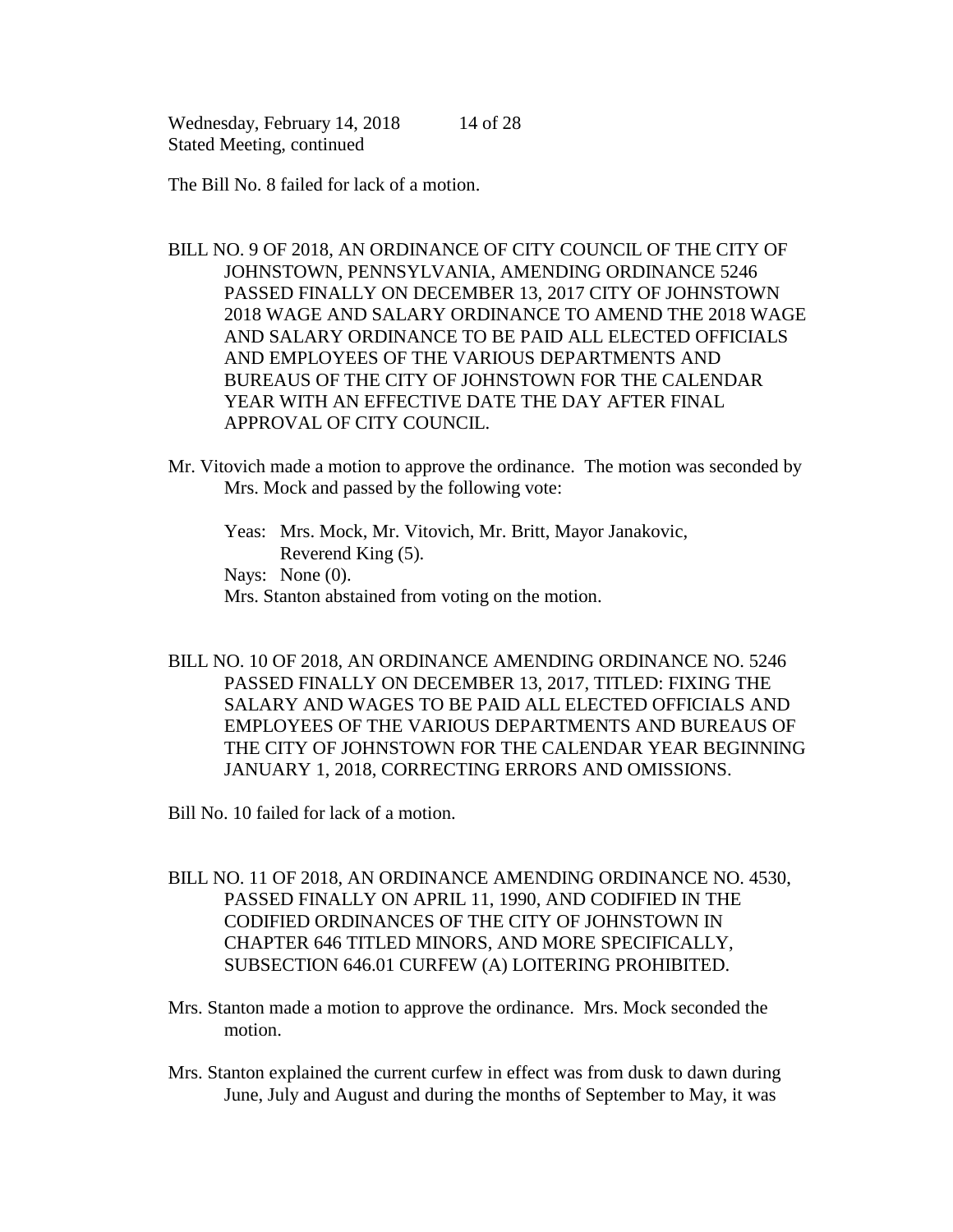The Bill No. 8 failed for lack of a motion.

BILL NO. 9 OF 2018, AN ORDINANCE OF CITY COUNCIL OF THE CITY OF JOHNSTOWN, PENNSYLVANIA, AMENDING ORDINANCE 5246 PASSED FINALLY ON DECEMBER 13, 2017 CITY OF JOHNSTOWN 2018 WAGE AND SALARY ORDINANCE TO AMEND THE 2018 WAGE AND SALARY ORDINANCE TO BE PAID ALL ELECTED OFFICIALS AND EMPLOYEES OF THE VARIOUS DEPARTMENTS AND BUREAUS OF THE CITY OF JOHNSTOWN FOR THE CALENDAR YEAR WITH AN EFFECTIVE DATE THE DAY AFTER FINAL APPROVAL OF CITY COUNCIL.

Mr. Vitovich made a motion to approve the ordinance. The motion was seconded by Mrs. Mock and passed by the following vote:

Yeas: Mrs. Mock, Mr. Vitovich, Mr. Britt, Mayor Janakovic, Reverend King (5).
Nays: None (0).
Mrs. Stanton abstained from voting on the motion.

BILL NO. 10 OF 2018, AN ORDINANCE AMENDING ORDINANCE NO. 5246 PASSED FINALLY ON DECEMBER 13, 2017, TITLED: FIXING THE SALARY AND WAGES TO BE PAID ALL ELECTED OFFICIALS AND EMPLOYEES OF THE VARIOUS DEPARTMENTS AND BUREAUS OF THE CITY OF JOHNSTOWN FOR THE CALENDAR YEAR BEGINNING JANUARY 1, 2018, CORRECTING ERRORS AND OMISSIONS.

Bill No. 10 failed for lack of a motion.

BILL NO. 11 OF 2018, AN ORDINANCE AMENDING ORDINANCE NO. 4530, PASSED FINALLY ON APRIL 11, 1990, AND CODIFIED IN THE CODIFIED ORDINANCES OF THE CITY OF JOHNSTOWN IN CHAPTER 646 TITLED MINORS, AND MORE SPECIFICALLY, SUBSECTION 646.01 CURFEW (A) LOITERING PROHIBITED.

Mrs. Stanton made a motion to approve the ordinance. Mrs. Mock seconded the motion.

Mrs. Stanton explained the current curfew in effect was from dusk to dawn during June, July and August and during the months of September to May, it was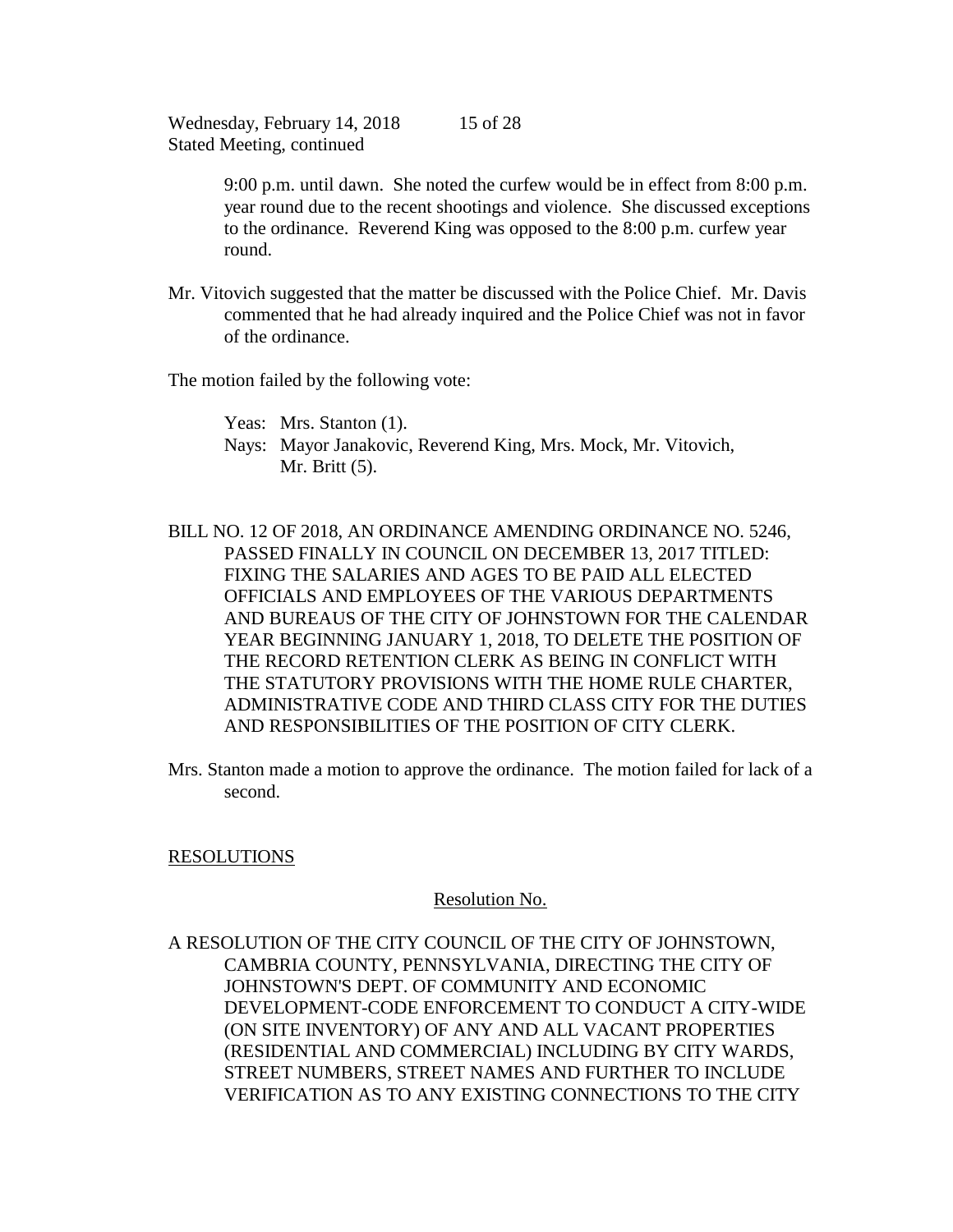9:00 p.m. until dawn. She noted the curfew would be in effect from 8:00 p.m. year round due to the recent shootings and violence. She discussed exceptions to the ordinance. Reverend King was opposed to the 8:00 p.m. curfew year round.

Mr. Vitovich suggested that the matter be discussed with the Police Chief. Mr. Davis commented that he had already inquired and the Police Chief was not in favor of the ordinance.

The motion failed by the following vote:

Yeas: Mrs. Stanton (1).
Nays: Mayor Janakovic, Reverend King, Mrs. Mock, Mr. Vitovich, Mr. Britt (5).

BILL NO. 12 OF 2018, AN ORDINANCE AMENDING ORDINANCE NO. 5246, PASSED FINALLY IN COUNCIL ON DECEMBER 13, 2017 TITLED: FIXING THE SALARIES AND AGES TO BE PAID ALL ELECTED OFFICIALS AND EMPLOYEES OF THE VARIOUS DEPARTMENTS AND BUREAUS OF THE CITY OF JOHNSTOWN FOR THE CALENDAR YEAR BEGINNING JANUARY 1, 2018, TO DELETE THE POSITION OF THE RECORD RETENTION CLERK AS BEING IN CONFLICT WITH THE STATUTORY PROVISIONS WITH THE HOME RULE CHARTER, ADMINISTRATIVE CODE AND THIRD CLASS CITY FOR THE DUTIES AND RESPONSIBILITIES OF THE POSITION OF CITY CLERK.

Mrs. Stanton made a motion to approve the ordinance. The motion failed for lack of a second.

## RESOLUTIONS

Resolution No.

A RESOLUTION OF THE CITY COUNCIL OF THE CITY OF JOHNSTOWN, CAMBRIA COUNTY, PENNSYLVANIA, DIRECTING THE CITY OF JOHNSTOWN'S DEPT. OF COMMUNITY AND ECONOMIC DEVELOPMENT-CODE ENFORCEMENT TO CONDUCT A CITY-WIDE (ON SITE INVENTORY) OF ANY AND ALL VACANT PROPERTIES (RESIDENTIAL AND COMMERCIAL) INCLUDING BY CITY WARDS, STREET NUMBERS, STREET NAMES AND FURTHER TO INCLUDE VERIFICATION AS TO ANY EXISTING CONNECTIONS TO THE CITY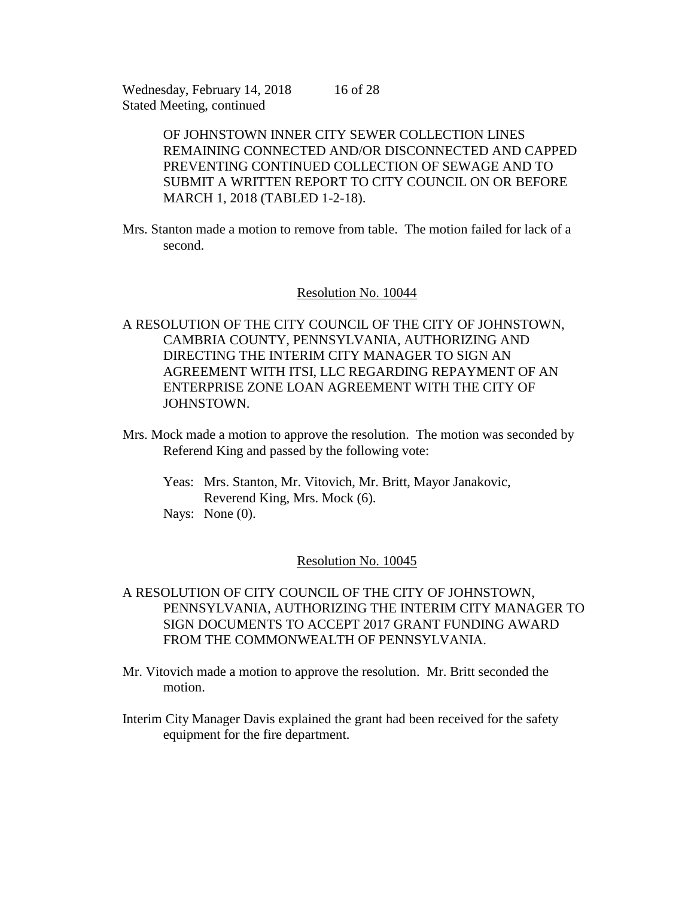OF JOHNSTOWN INNER CITY SEWER COLLECTION LINES REMAINING CONNECTED AND/OR DISCONNECTED AND CAPPED PREVENTING CONTINUED COLLECTION OF SEWAGE AND TO SUBMIT A WRITTEN REPORT TO CITY COUNCIL ON OR BEFORE MARCH 1, 2018 (TABLED 1-2-18).

Mrs. Stanton made a motion to remove from table. The motion failed for lack of a second.

## Resolution No. 10044

A RESOLUTION OF THE CITY COUNCIL OF THE CITY OF JOHNSTOWN, CAMBRIA COUNTY, PENNSYLVANIA, AUTHORIZING AND DIRECTING THE INTERIM CITY MANAGER TO SIGN AN AGREEMENT WITH ITSI, LLC REGARDING REPAYMENT OF AN ENTERPRISE ZONE LOAN AGREEMENT WITH THE CITY OF JOHNSTOWN.

Mrs. Mock made a motion to approve the resolution. The motion was seconded by Referend King and passed by the following vote:

Yeas: Mrs. Stanton, Mr. Vitovich, Mr. Britt, Mayor Janakovic, Reverend King, Mrs. Mock (6).
Nays: None (0).

## Resolution No. 10045

A RESOLUTION OF CITY COUNCIL OF THE CITY OF JOHNSTOWN, PENNSYLVANIA, AUTHORIZING THE INTERIM CITY MANAGER TO SIGN DOCUMENTS TO ACCEPT 2017 GRANT FUNDING AWARD FROM THE COMMONWEALTH OF PENNSYLVANIA.

Mr. Vitovich made a motion to approve the resolution. Mr. Britt seconded the motion.

Interim City Manager Davis explained the grant had been received for the safety equipment for the fire department.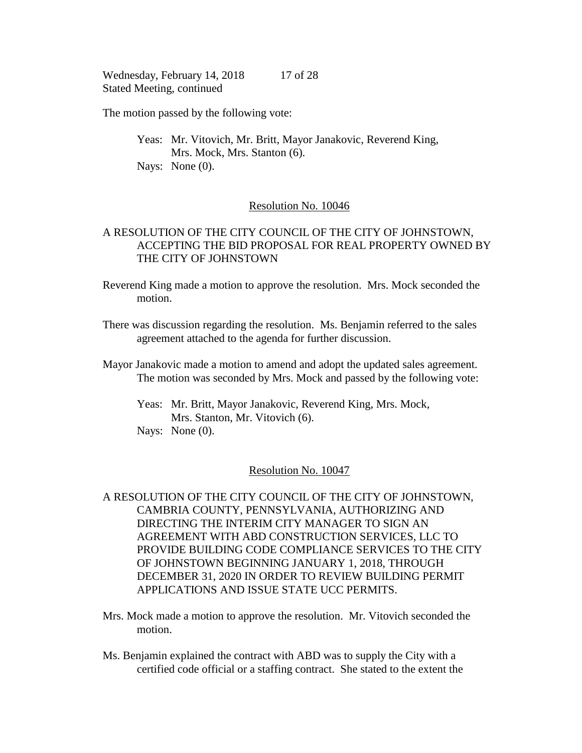The motion passed by the following vote:

Yeas: Mr. Vitovich, Mr. Britt, Mayor Janakovic, Reverend King, Mrs. Mock, Mrs. Stanton (6).
Nays: None (0).

Resolution No. 10046

A RESOLUTION OF THE CITY COUNCIL OF THE CITY OF JOHNSTOWN, ACCEPTING THE BID PROPOSAL FOR REAL PROPERTY OWNED BY THE CITY OF JOHNSTOWN

Reverend King made a motion to approve the resolution. Mrs. Mock seconded the motion.

There was discussion regarding the resolution. Ms. Benjamin referred to the sales agreement attached to the agenda for further discussion.

Mayor Janakovic made a motion to amend and adopt the updated sales agreement. The motion was seconded by Mrs. Mock and passed by the following vote:

Yeas: Mr. Britt, Mayor Janakovic, Reverend King, Mrs. Mock, Mrs. Stanton, Mr. Vitovich (6).
Nays: None (0).

Resolution No. 10047

A RESOLUTION OF THE CITY COUNCIL OF THE CITY OF JOHNSTOWN, CAMBRIA COUNTY, PENNSYLVANIA, AUTHORIZING AND DIRECTING THE INTERIM CITY MANAGER TO SIGN AN AGREEMENT WITH ABD CONSTRUCTION SERVICES, LLC TO PROVIDE BUILDING CODE COMPLIANCE SERVICES TO THE CITY OF JOHNSTOWN BEGINNING JANUARY 1, 2018, THROUGH DECEMBER 31, 2020 IN ORDER TO REVIEW BUILDING PERMIT APPLICATIONS AND ISSUE STATE UCC PERMITS.

Mrs. Mock made a motion to approve the resolution. Mr. Vitovich seconded the motion.

Ms. Benjamin explained the contract with ABD was to supply the City with a certified code official or a staffing contract. She stated to the extent the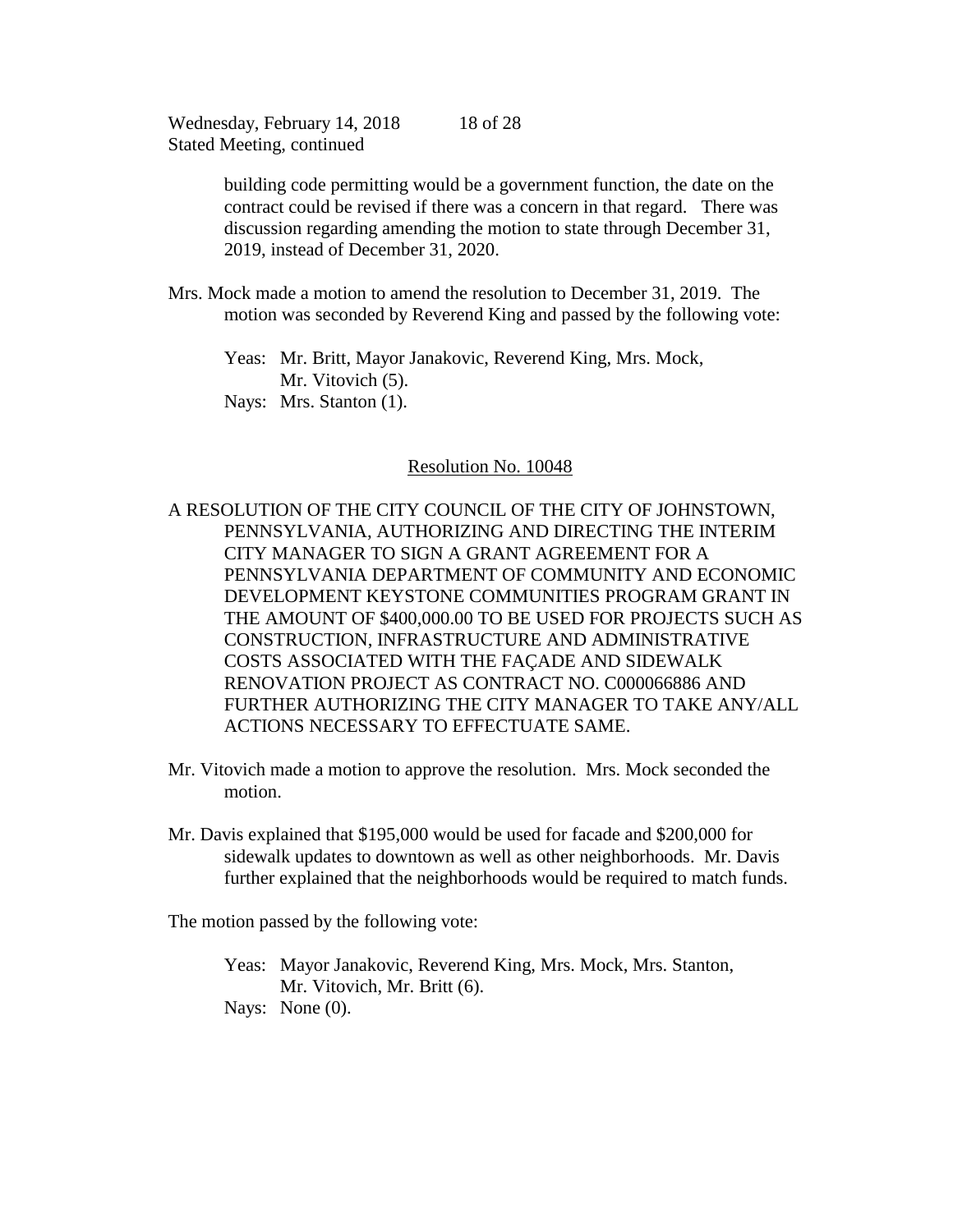building code permitting would be a government function, the date on the contract could be revised if there was a concern in that regard. There was discussion regarding amending the motion to state through December 31, 2019, instead of December 31, 2020.

Mrs. Mock made a motion to amend the resolution to December 31, 2019. The motion was seconded by Reverend King and passed by the following vote:

Yeas: Mr. Britt, Mayor Janakovic, Reverend King, Mrs. Mock, Mr. Vitovich (5).
Nays: Mrs. Stanton (1).

Resolution No. 10048

A RESOLUTION OF THE CITY COUNCIL OF THE CITY OF JOHNSTOWN, PENNSYLVANIA, AUTHORIZING AND DIRECTING THE INTERIM CITY MANAGER TO SIGN A GRANT AGREEMENT FOR A PENNSYLVANIA DEPARTMENT OF COMMUNITY AND ECONOMIC DEVELOPMENT KEYSTONE COMMUNITIES PROGRAM GRANT IN THE AMOUNT OF $400,000.00 TO BE USED FOR PROJECTS SUCH AS CONSTRUCTION, INFRASTRUCTURE AND ADMINISTRATIVE COSTS ASSOCIATED WITH THE FAÇADE AND SIDEWALK RENOVATION PROJECT AS CONTRACT NO. C000066886 AND FURTHER AUTHORIZING THE CITY MANAGER TO TAKE ANY/ALL ACTIONS NECESSARY TO EFFECTUATE SAME.

Mr. Vitovich made a motion to approve the resolution. Mrs. Mock seconded the motion.

Mr. Davis explained that $195,000 would be used for facade and $200,000 for sidewalk updates to downtown as well as other neighborhoods. Mr. Davis further explained that the neighborhoods would be required to match funds.

The motion passed by the following vote:

Yeas: Mayor Janakovic, Reverend King, Mrs. Mock, Mrs. Stanton, Mr. Vitovich, Mr. Britt (6).
Nays: None (0).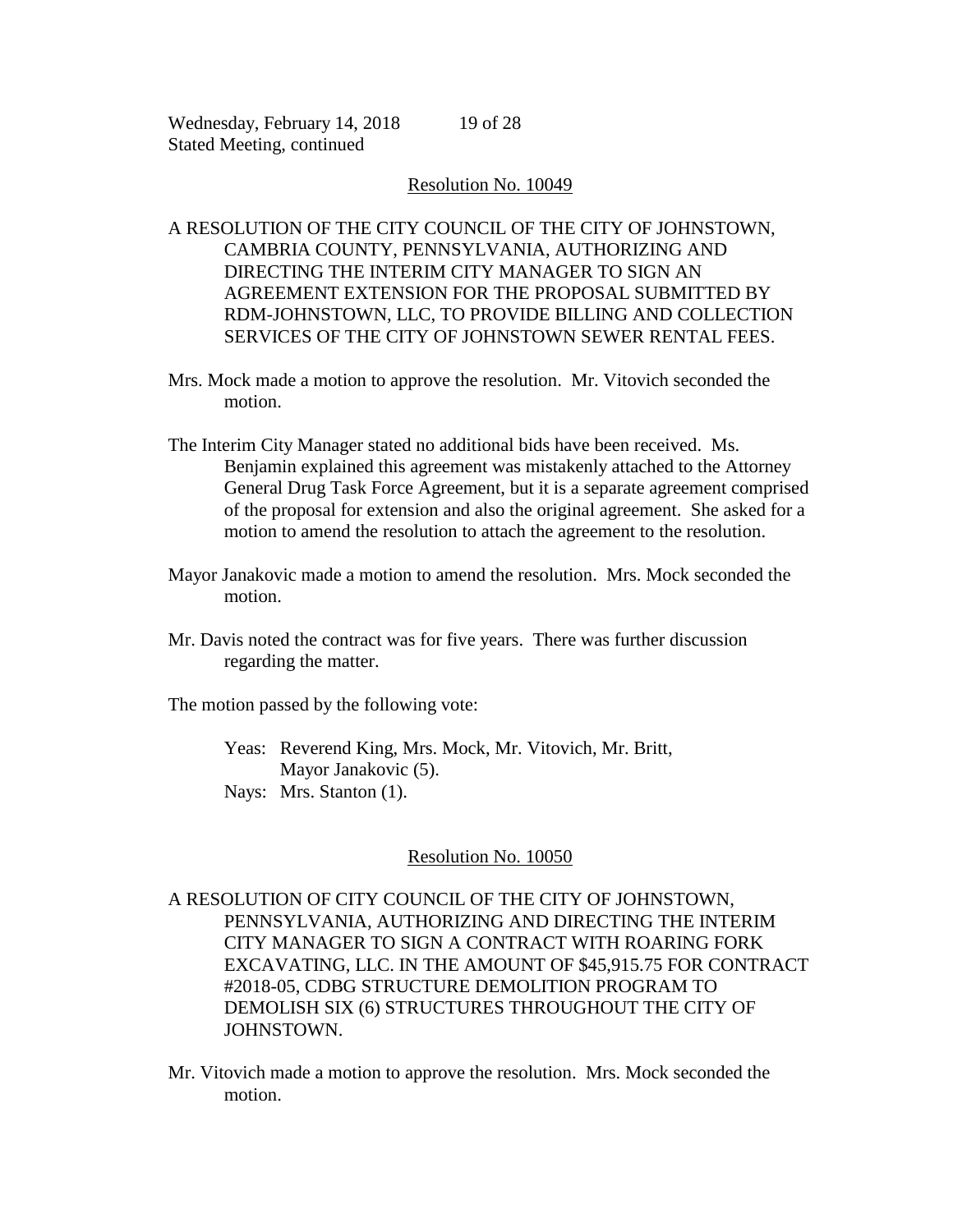Resolution No. 10049

A RESOLUTION OF THE CITY COUNCIL OF THE CITY OF JOHNSTOWN, CAMBRIA COUNTY, PENNSYLVANIA, AUTHORIZING AND DIRECTING THE INTERIM CITY MANAGER TO SIGN AN AGREEMENT EXTENSION FOR THE PROPOSAL SUBMITTED BY RDM-JOHNSTOWN, LLC, TO PROVIDE BILLING AND COLLECTION SERVICES OF THE CITY OF JOHNSTOWN SEWER RENTAL FEES.

Mrs. Mock made a motion to approve the resolution. Mr. Vitovich seconded the motion.

The Interim City Manager stated no additional bids have been received. Ms. Benjamin explained this agreement was mistakenly attached to the Attorney General Drug Task Force Agreement, but it is a separate agreement comprised of the proposal for extension and also the original agreement. She asked for a motion to amend the resolution to attach the agreement to the resolution.

Mayor Janakovic made a motion to amend the resolution. Mrs. Mock seconded the motion.

Mr. Davis noted the contract was for five years. There was further discussion regarding the matter.

The motion passed by the following vote:

Yeas: Reverend King, Mrs. Mock, Mr. Vitovich, Mr. Britt, Mayor Janakovic (5).
Nays: Mrs. Stanton (1).

Resolution No. 10050

A RESOLUTION OF CITY COUNCIL OF THE CITY OF JOHNSTOWN, PENNSYLVANIA, AUTHORIZING AND DIRECTING THE INTERIM CITY MANAGER TO SIGN A CONTRACT WITH ROARING FORK EXCAVATING, LLC. IN THE AMOUNT OF $45,915.75 FOR CONTRACT #2018-05, CDBG STRUCTURE DEMOLITION PROGRAM TO DEMOLISH SIX (6) STRUCTURES THROUGHOUT THE CITY OF JOHNSTOWN.

Mr. Vitovich made a motion to approve the resolution. Mrs. Mock seconded the motion.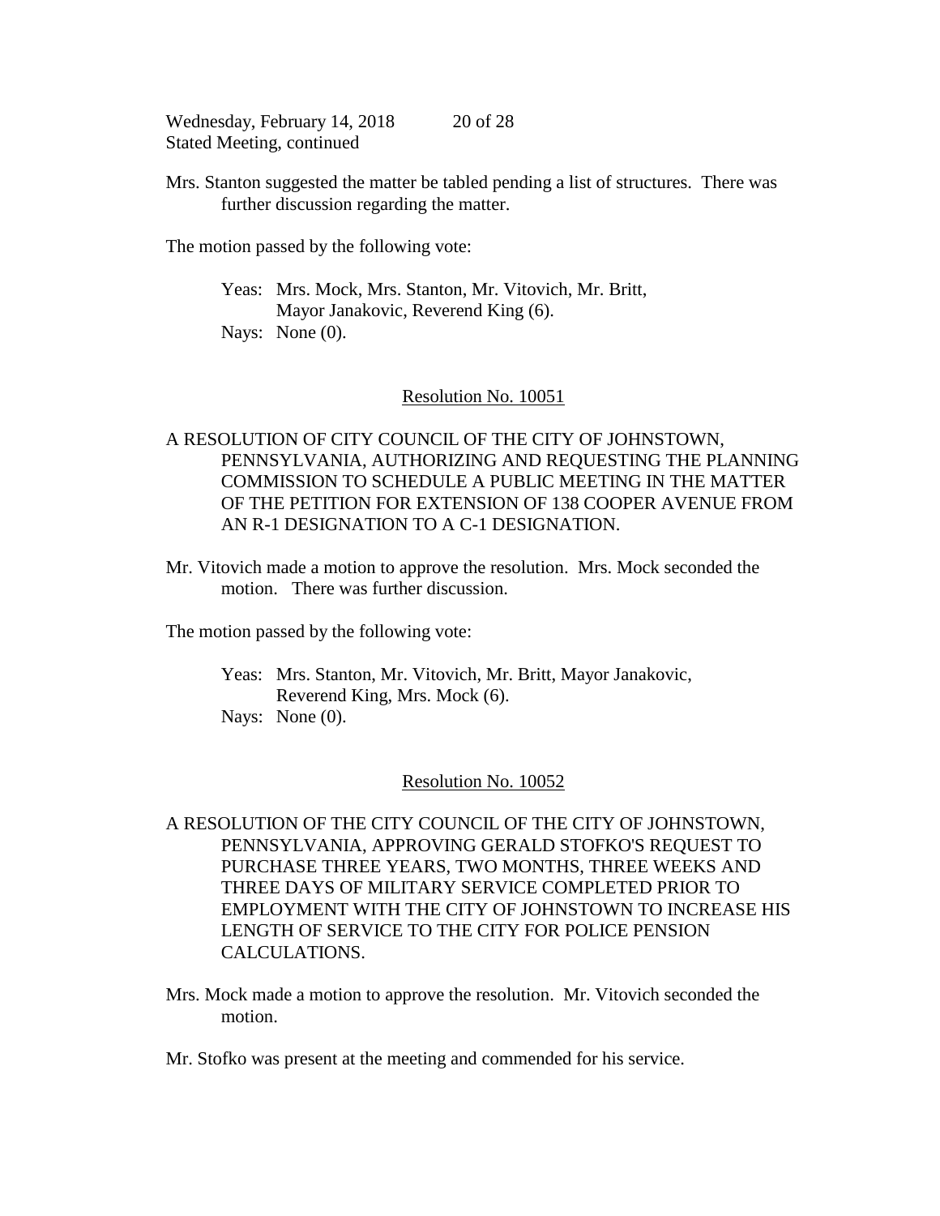Mrs. Stanton suggested the matter be tabled pending a list of structures. There was further discussion regarding the matter.

The motion passed by the following vote:

Yeas: Mrs. Mock, Mrs. Stanton, Mr. Vitovich, Mr. Britt, Mayor Janakovic, Reverend King (6).
Nays: None (0).

## Resolution No. 10051

A RESOLUTION OF CITY COUNCIL OF THE CITY OF JOHNSTOWN, PENNSYLVANIA, AUTHORIZING AND REQUESTING THE PLANNING COMMISSION TO SCHEDULE A PUBLIC MEETING IN THE MATTER OF THE PETITION FOR EXTENSION OF 138 COOPER AVENUE FROM AN R-1 DESIGNATION TO A C-1 DESIGNATION.

Mr. Vitovich made a motion to approve the resolution. Mrs. Mock seconded the motion. There was further discussion.

The motion passed by the following vote:

Yeas: Mrs. Stanton, Mr. Vitovich, Mr. Britt, Mayor Janakovic, Reverend King, Mrs. Mock (6).
Nays: None (0).

## Resolution No. 10052

A RESOLUTION OF THE CITY COUNCIL OF THE CITY OF JOHNSTOWN, PENNSYLVANIA, APPROVING GERALD STOFKO'S REQUEST TO PURCHASE THREE YEARS, TWO MONTHS, THREE WEEKS AND THREE DAYS OF MILITARY SERVICE COMPLETED PRIOR TO EMPLOYMENT WITH THE CITY OF JOHNSTOWN TO INCREASE HIS LENGTH OF SERVICE TO THE CITY FOR POLICE PENSION CALCULATIONS.

Mrs. Mock made a motion to approve the resolution. Mr. Vitovich seconded the motion.

Mr. Stofko was present at the meeting and commended for his service.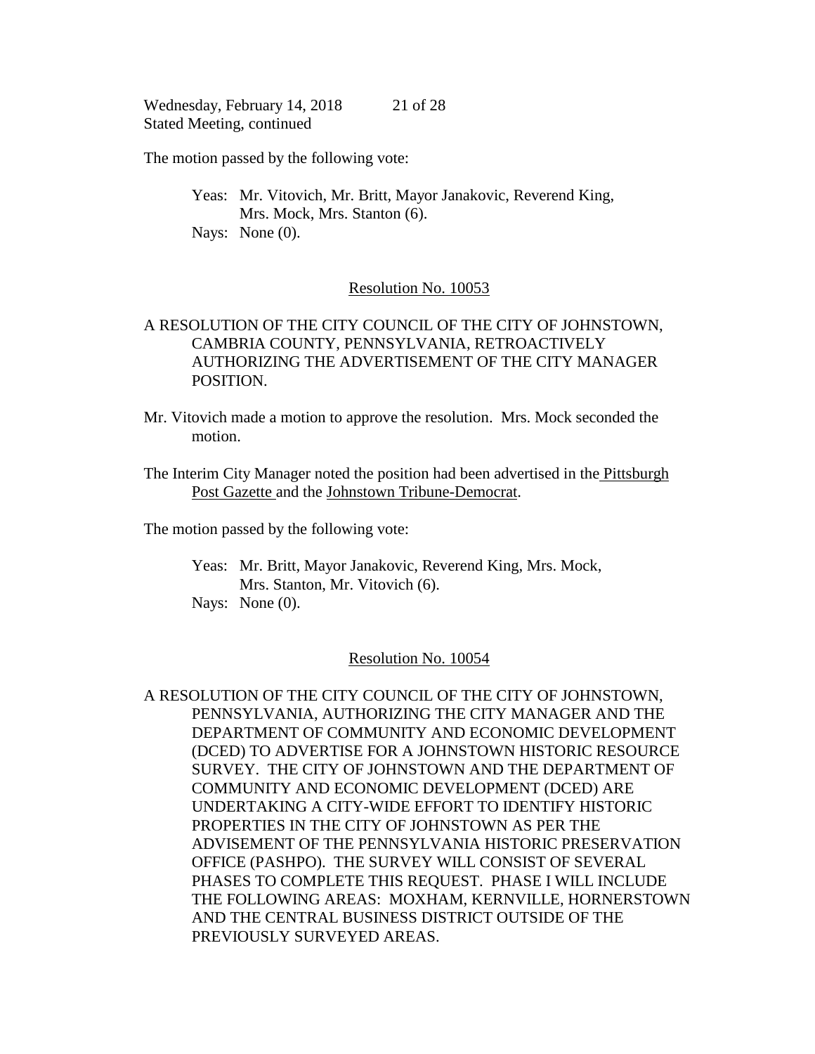The motion passed by the following vote:

Yeas: Mr. Vitovich, Mr. Britt, Mayor Janakovic, Reverend King, Mrs. Mock, Mrs. Stanton (6).
Nays: None (0).

Resolution No. 10053

A RESOLUTION OF THE CITY COUNCIL OF THE CITY OF JOHNSTOWN, CAMBRIA COUNTY, PENNSYLVANIA, RETROACTIVELY AUTHORIZING THE ADVERTISEMENT OF THE CITY MANAGER POSITION.

Mr. Vitovich made a motion to approve the resolution. Mrs. Mock seconded the motion.

The Interim City Manager noted the position had been advertised in the Pittsburgh Post Gazette and the Johnstown Tribune-Democrat.

The motion passed by the following vote:

Yeas: Mr. Britt, Mayor Janakovic, Reverend King, Mrs. Mock, Mrs. Stanton, Mr. Vitovich (6).
Nays: None (0).

Resolution No. 10054

A RESOLUTION OF THE CITY COUNCIL OF THE CITY OF JOHNSTOWN, PENNSYLVANIA, AUTHORIZING THE CITY MANAGER AND THE DEPARTMENT OF COMMUNITY AND ECONOMIC DEVELOPMENT (DCED) TO ADVERTISE FOR A JOHNSTOWN HISTORIC RESOURCE SURVEY. THE CITY OF JOHNSTOWN AND THE DEPARTMENT OF COMMUNITY AND ECONOMIC DEVELOPMENT (DCED) ARE UNDERTAKING A CITY-WIDE EFFORT TO IDENTIFY HISTORIC PROPERTIES IN THE CITY OF JOHNSTOWN AS PER THE ADVISEMENT OF THE PENNSYLVANIA HISTORIC PRESERVATION OFFICE (PASHPO). THE SURVEY WILL CONSIST OF SEVERAL PHASES TO COMPLETE THIS REQUEST. PHASE I WILL INCLUDE THE FOLLOWING AREAS: MOXHAM, KERNVILLE, HORNERSTOWN AND THE CENTRAL BUSINESS DISTRICT OUTSIDE OF THE PREVIOUSLY SURVEYED AREAS.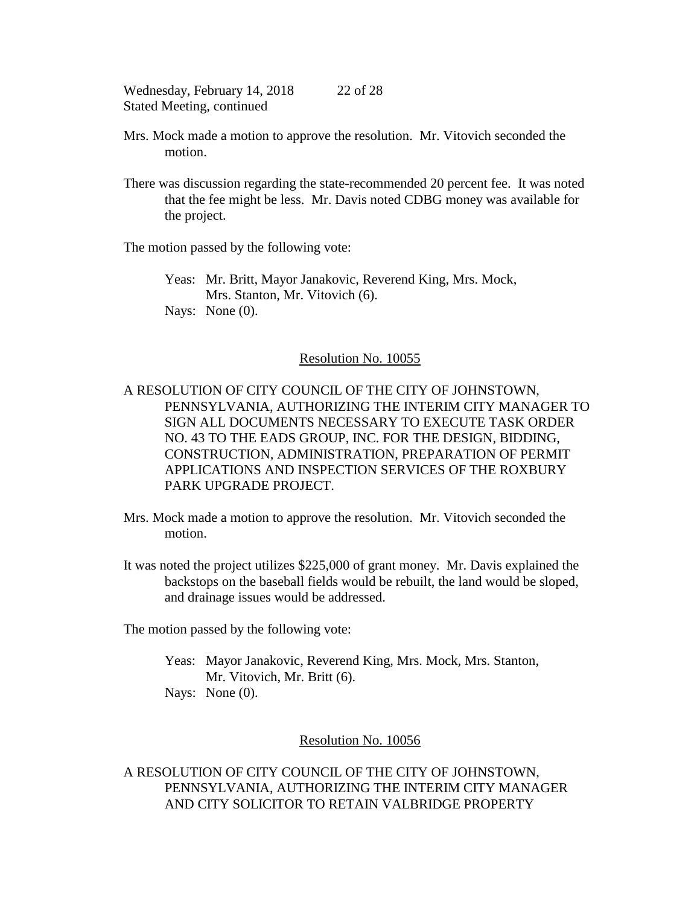Mrs. Mock made a motion to approve the resolution. Mr. Vitovich seconded the motion.

There was discussion regarding the state-recommended 20 percent fee. It was noted that the fee might be less. Mr. Davis noted CDBG money was available for the project.

The motion passed by the following vote:

Yeas: Mr. Britt, Mayor Janakovic, Reverend King, Mrs. Mock, Mrs. Stanton, Mr. Vitovich (6).
Nays: None (0).

<u>Resolution No. 10055</u>

A RESOLUTION OF CITY COUNCIL OF THE CITY OF JOHNSTOWN, PENNSYLVANIA, AUTHORIZING THE INTERIM CITY MANAGER TO SIGN ALL DOCUMENTS NECESSARY TO EXECUTE TASK ORDER NO. 43 TO THE EADS GROUP, INC. FOR THE DESIGN, BIDDING, CONSTRUCTION, ADMINISTRATION, PREPARATION OF PERMIT APPLICATIONS AND INSPECTION SERVICES OF THE ROXBURY PARK UPGRADE PROJECT.

Mrs. Mock made a motion to approve the resolution. Mr. Vitovich seconded the motion.

It was noted the project utilizes $225,000 of grant money. Mr. Davis explained the backstops on the baseball fields would be rebuilt, the land would be sloped, and drainage issues would be addressed.

The motion passed by the following vote:

Yeas: Mayor Janakovic, Reverend King, Mrs. Mock, Mrs. Stanton, Mr. Vitovich, Mr. Britt (6).
Nays: None (0).

<u>Resolution No. 10056</u>

A RESOLUTION OF CITY COUNCIL OF THE CITY OF JOHNSTOWN, PENNSYLVANIA, AUTHORIZING THE INTERIM CITY MANAGER AND CITY SOLICITOR TO RETAIN VALBRIDGE PROPERTY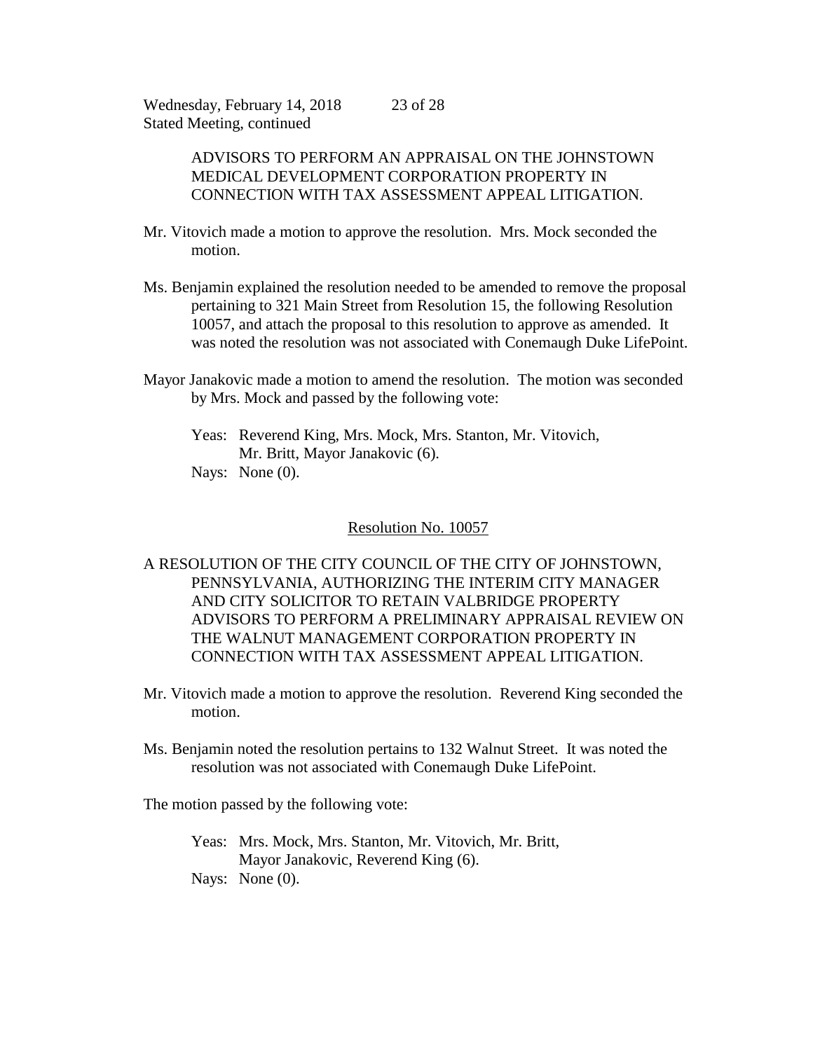ADVISORS TO PERFORM AN APPRAISAL ON THE JOHNSTOWN MEDICAL DEVELOPMENT CORPORATION PROPERTY IN CONNECTION WITH TAX ASSESSMENT APPEAL LITIGATION.

Mr. Vitovich made a motion to approve the resolution. Mrs. Mock seconded the motion.

Ms. Benjamin explained the resolution needed to be amended to remove the proposal pertaining to 321 Main Street from Resolution 15, the following Resolution 10057, and attach the proposal to this resolution to approve as amended. It was noted the resolution was not associated with Conemaugh Duke LifePoint.

Mayor Janakovic made a motion to amend the resolution. The motion was seconded by Mrs. Mock and passed by the following vote:

Yeas: Reverend King, Mrs. Mock, Mrs. Stanton, Mr. Vitovich, Mr. Britt, Mayor Janakovic (6).
Nays: None (0).

<u>Resolution No. 10057</u>

A RESOLUTION OF THE CITY COUNCIL OF THE CITY OF JOHNSTOWN, PENNSYLVANIA, AUTHORIZING THE INTERIM CITY MANAGER AND CITY SOLICITOR TO RETAIN VALBRIDGE PROPERTY ADVISORS TO PERFORM A PRELIMINARY APPRAISAL REVIEW ON THE WALNUT MANAGEMENT CORPORATION PROPERTY IN CONNECTION WITH TAX ASSESSMENT APPEAL LITIGATION.

Mr. Vitovich made a motion to approve the resolution. Reverend King seconded the motion.

Ms. Benjamin noted the resolution pertains to 132 Walnut Street. It was noted the resolution was not associated with Conemaugh Duke LifePoint.

The motion passed by the following vote:

Yeas: Mrs. Mock, Mrs. Stanton, Mr. Vitovich, Mr. Britt, Mayor Janakovic, Reverend King (6).
Nays: None (0).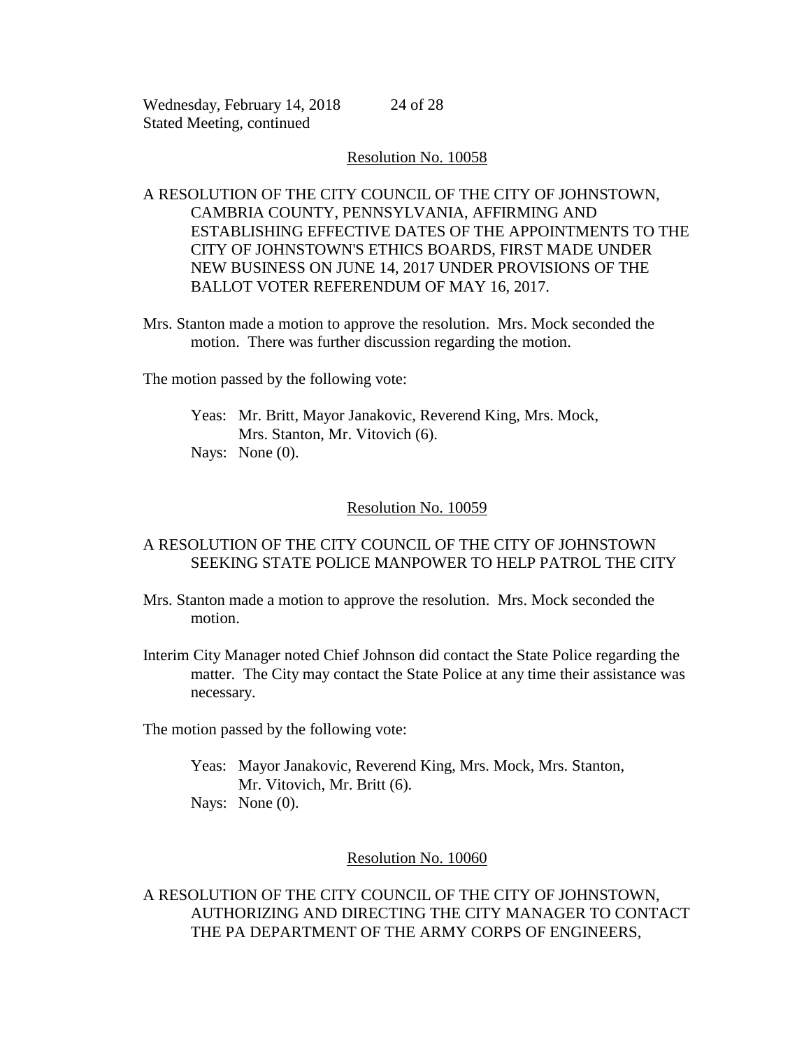Resolution No. 10058

A RESOLUTION OF THE CITY COUNCIL OF THE CITY OF JOHNSTOWN, CAMBRIA COUNTY, PENNSYLVANIA, AFFIRMING AND ESTABLISHING EFFECTIVE DATES OF THE APPOINTMENTS TO THE CITY OF JOHNSTOWN'S ETHICS BOARDS, FIRST MADE UNDER NEW BUSINESS ON JUNE 14, 2017 UNDER PROVISIONS OF THE BALLOT VOTER REFERENDUM OF MAY 16, 2017.

Mrs. Stanton made a motion to approve the resolution. Mrs. Mock seconded the motion. There was further discussion regarding the motion.

The motion passed by the following vote:

Yeas: Mr. Britt, Mayor Janakovic, Reverend King, Mrs. Mock, Mrs. Stanton, Mr. Vitovich (6).
Nays: None (0).

Resolution No. 10059

A RESOLUTION OF THE CITY COUNCIL OF THE CITY OF JOHNSTOWN SEEKING STATE POLICE MANPOWER TO HELP PATROL THE CITY

Mrs. Stanton made a motion to approve the resolution. Mrs. Mock seconded the motion.

Interim City Manager noted Chief Johnson did contact the State Police regarding the matter. The City may contact the State Police at any time their assistance was necessary.

The motion passed by the following vote:

Yeas: Mayor Janakovic, Reverend King, Mrs. Mock, Mrs. Stanton, Mr. Vitovich, Mr. Britt (6).
Nays: None (0).

Resolution No. 10060

A RESOLUTION OF THE CITY COUNCIL OF THE CITY OF JOHNSTOWN, AUTHORIZING AND DIRECTING THE CITY MANAGER TO CONTACT THE PA DEPARTMENT OF THE ARMY CORPS OF ENGINEERS,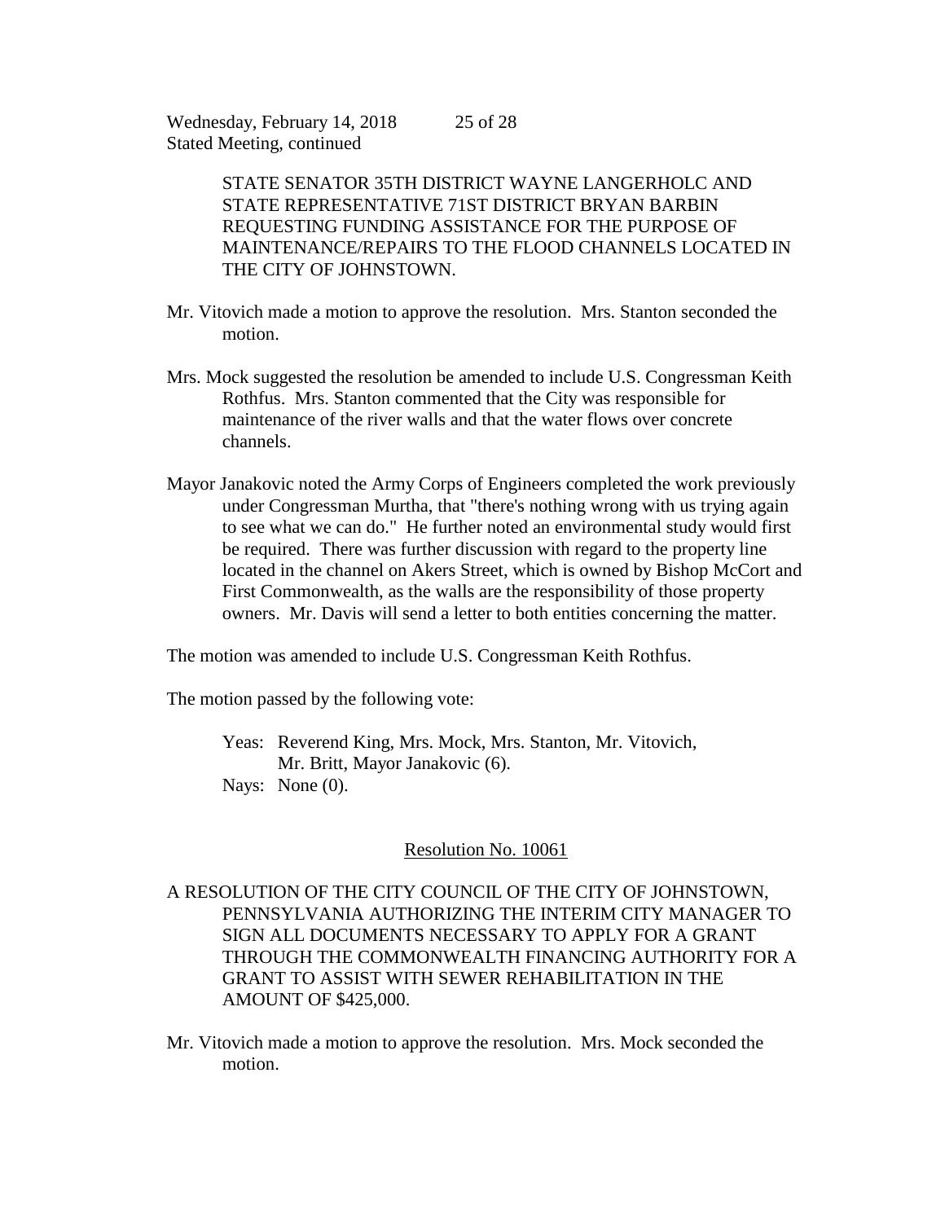STATE SENATOR 35TH DISTRICT WAYNE LANGERHOLC AND STATE REPRESENTATIVE 71ST DISTRICT BRYAN BARBIN REQUESTING FUNDING ASSISTANCE FOR THE PURPOSE OF MAINTENANCE/REPAIRS TO THE FLOOD CHANNELS LOCATED IN THE CITY OF JOHNSTOWN.

Mr. Vitovich made a motion to approve the resolution. Mrs. Stanton seconded the motion.

Mrs. Mock suggested the resolution be amended to include U.S. Congressman Keith Rothfus. Mrs. Stanton commented that the City was responsible for maintenance of the river walls and that the water flows over concrete channels.

Mayor Janakovic noted the Army Corps of Engineers completed the work previously under Congressman Murtha, that "there's nothing wrong with us trying again to see what we can do." He further noted an environmental study would first be required. There was further discussion with regard to the property line located in the channel on Akers Street, which is owned by Bishop McCort and First Commonwealth, as the walls are the responsibility of those property owners. Mr. Davis will send a letter to both entities concerning the matter.

The motion was amended to include U.S. Congressman Keith Rothfus.

The motion passed by the following vote:

Yeas: Reverend King, Mrs. Mock, Mrs. Stanton, Mr. Vitovich, Mr. Britt, Mayor Janakovic (6).
Nays: None (0).

## Resolution No. 10061

A RESOLUTION OF THE CITY COUNCIL OF THE CITY OF JOHNSTOWN, PENNSYLVANIA AUTHORIZING THE INTERIM CITY MANAGER TO SIGN ALL DOCUMENTS NECESSARY TO APPLY FOR A GRANT THROUGH THE COMMONWEALTH FINANCING AUTHORITY FOR A GRANT TO ASSIST WITH SEWER REHABILITATION IN THE AMOUNT OF $425,000.

Mr. Vitovich made a motion to approve the resolution. Mrs. Mock seconded the motion.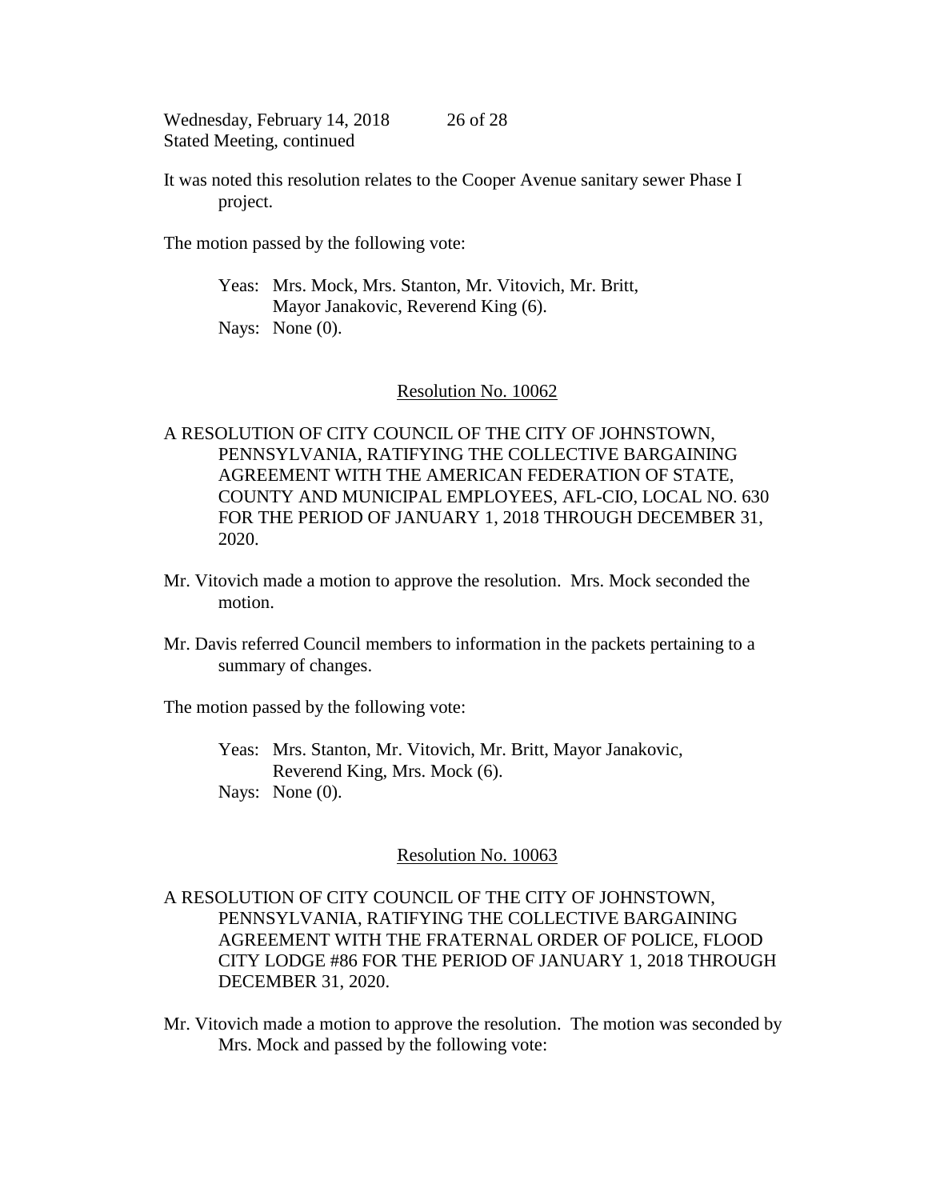It was noted this resolution relates to the Cooper Avenue sanitary sewer Phase I project.

The motion passed by the following vote:

Yeas: Mrs. Mock, Mrs. Stanton, Mr. Vitovich, Mr. Britt, Mayor Janakovic, Reverend King (6).
Nays: None (0).

Resolution No. 10062

A RESOLUTION OF CITY COUNCIL OF THE CITY OF JOHNSTOWN, PENNSYLVANIA, RATIFYING THE COLLECTIVE BARGAINING AGREEMENT WITH THE AMERICAN FEDERATION OF STATE, COUNTY AND MUNICIPAL EMPLOYEES, AFL-CIO, LOCAL NO. 630 FOR THE PERIOD OF JANUARY 1, 2018 THROUGH DECEMBER 31, 2020.

Mr. Vitovich made a motion to approve the resolution. Mrs. Mock seconded the motion.

Mr. Davis referred Council members to information in the packets pertaining to a summary of changes.

The motion passed by the following vote:

Yeas: Mrs. Stanton, Mr. Vitovich, Mr. Britt, Mayor Janakovic, Reverend King, Mrs. Mock (6).
Nays: None (0).

Resolution No. 10063

A RESOLUTION OF CITY COUNCIL OF THE CITY OF JOHNSTOWN, PENNSYLVANIA, RATIFYING THE COLLECTIVE BARGAINING AGREEMENT WITH THE FRATERNAL ORDER OF POLICE, FLOOD CITY LODGE #86 FOR THE PERIOD OF JANUARY 1, 2018 THROUGH DECEMBER 31, 2020.

Mr. Vitovich made a motion to approve the resolution. The motion was seconded by Mrs. Mock and passed by the following vote: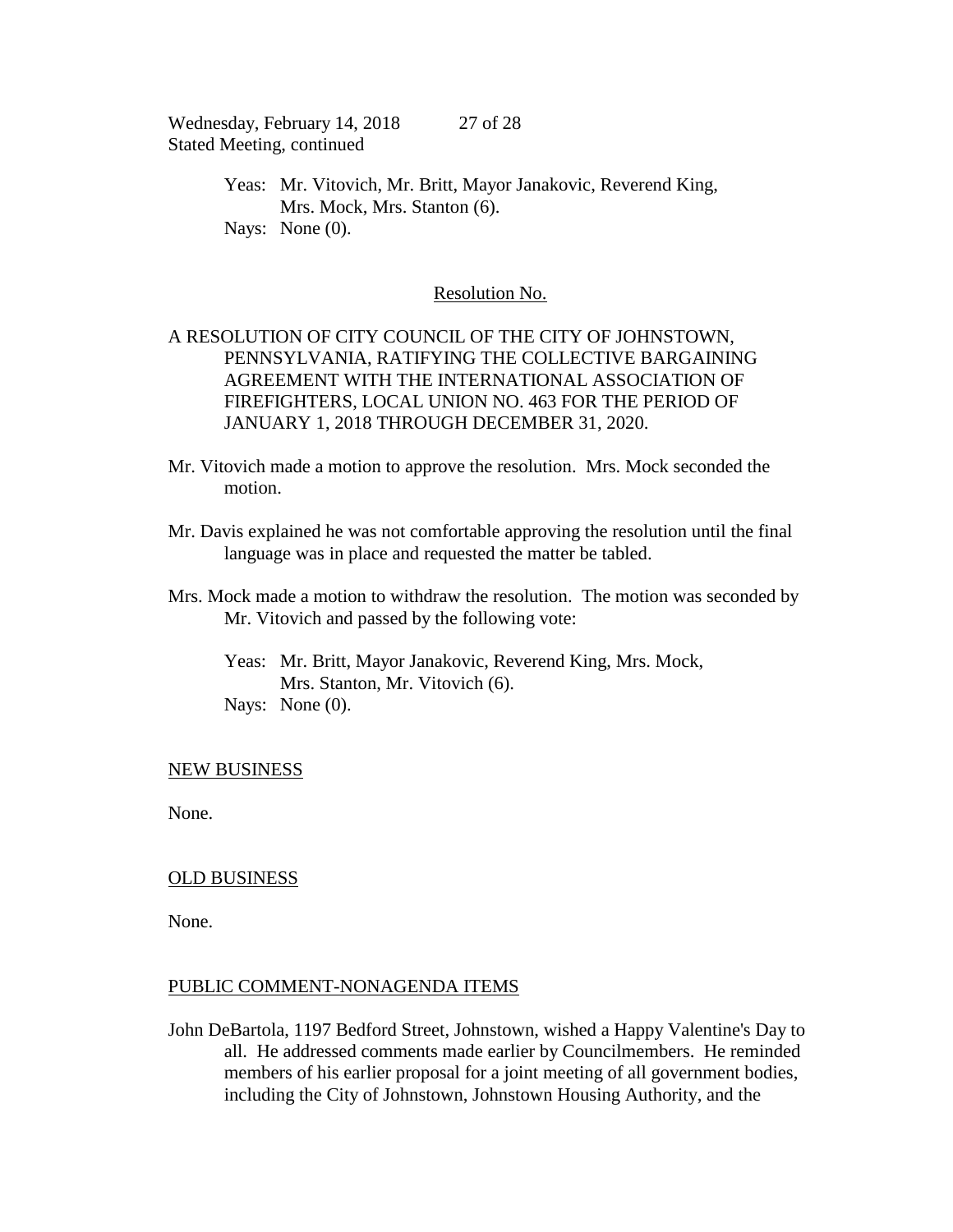Yeas: Mr. Vitovich, Mr. Britt, Mayor Janakovic, Reverend King, Mrs. Mock, Mrs. Stanton (6).
Nays: None (0).

<u>Resolution No.</u>

A RESOLUTION OF CITY COUNCIL OF THE CITY OF JOHNSTOWN, PENNSYLVANIA, RATIFYING THE COLLECTIVE BARGAINING AGREEMENT WITH THE INTERNATIONAL ASSOCIATION OF FIREFIGHTERS, LOCAL UNION NO. 463 FOR THE PERIOD OF JANUARY 1, 2018 THROUGH DECEMBER 31, 2020.

Mr. Vitovich made a motion to approve the resolution. Mrs. Mock seconded the motion.

Mr. Davis explained he was not comfortable approving the resolution until the final language was in place and requested the matter be tabled.

Mrs. Mock made a motion to withdraw the resolution. The motion was seconded by Mr. Vitovich and passed by the following vote:

Yeas: Mr. Britt, Mayor Janakovic, Reverend King, Mrs. Mock, Mrs. Stanton, Mr. Vitovich (6).
Nays: None (0).

## NEW BUSINESS

None.

## OLD BUSINESS

None.

## PUBLIC COMMENT-NONAGENDA ITEMS

John DeBartola, 1197 Bedford Street, Johnstown, wished a Happy Valentine's Day to all. He addressed comments made earlier by Councilmembers. He reminded members of his earlier proposal for a joint meeting of all government bodies, including the City of Johnstown, Johnstown Housing Authority, and the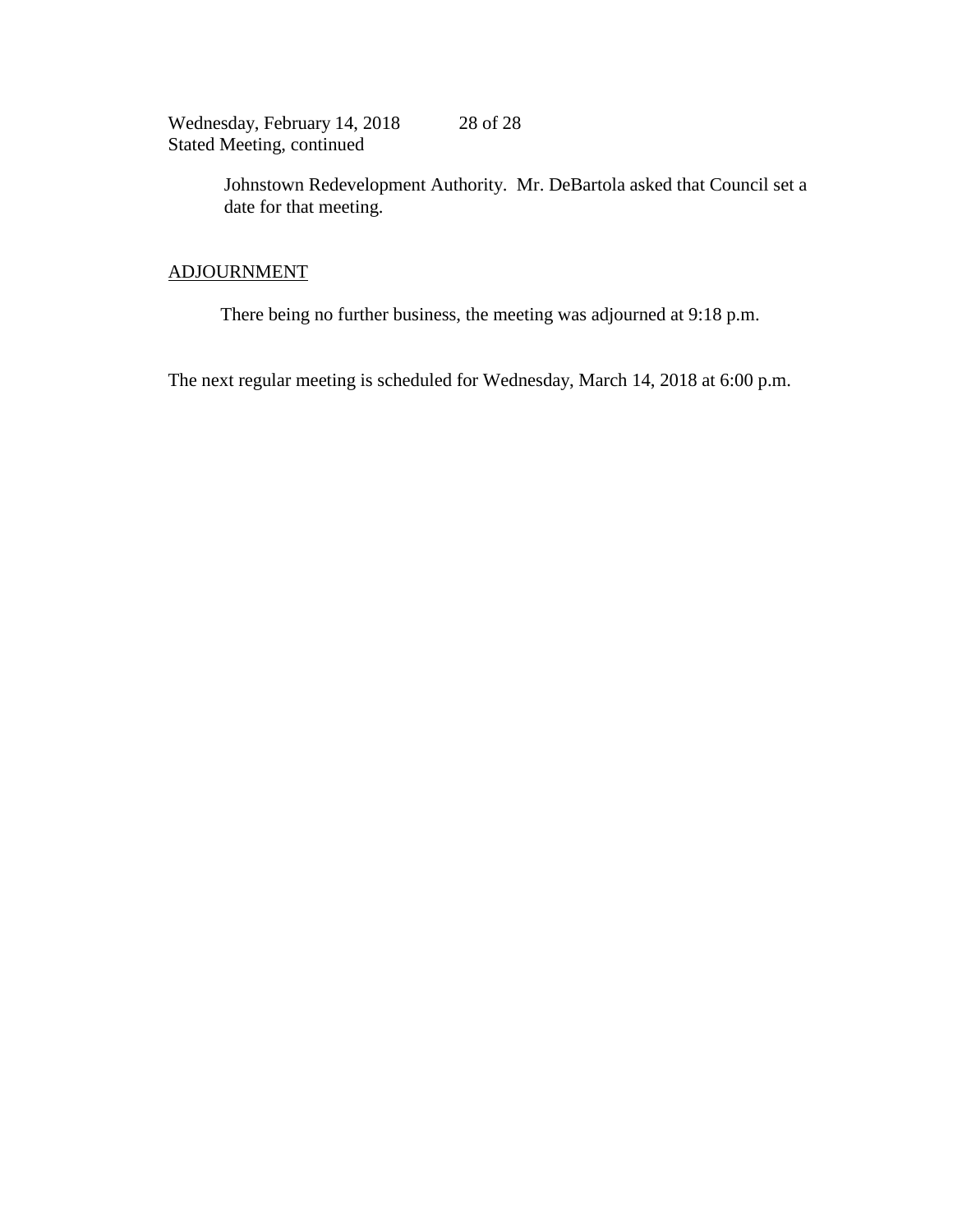Johnstown Redevelopment Authority. Mr. DeBartola asked that Council set a date for that meeting.

## ADJOURNMENT

There being no further business, the meeting was adjourned at 9:18 p.m.

The next regular meeting is scheduled for Wednesday, March 14, 2018 at 6:00 p.m.